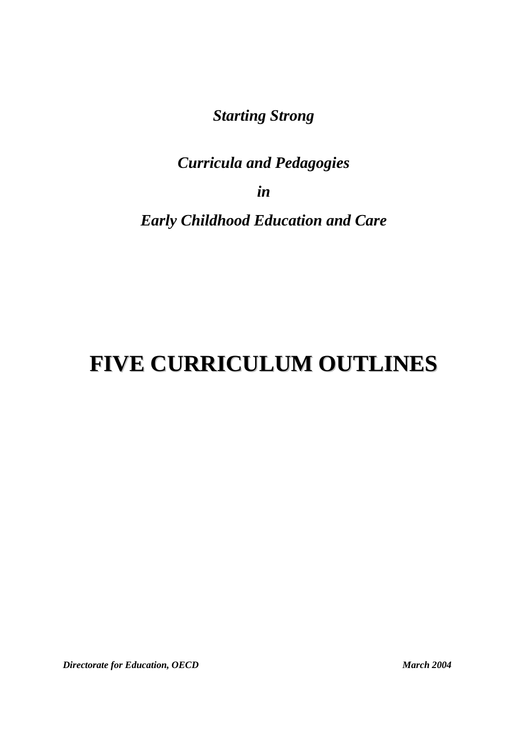*Starting Strong*

*Curricula and Pedagogies*

*in*

*Early Childhood Education and Care*

# FIVE CURRICULUM OUTLINES

***Directorate for Education, OECD*** ***March 2004***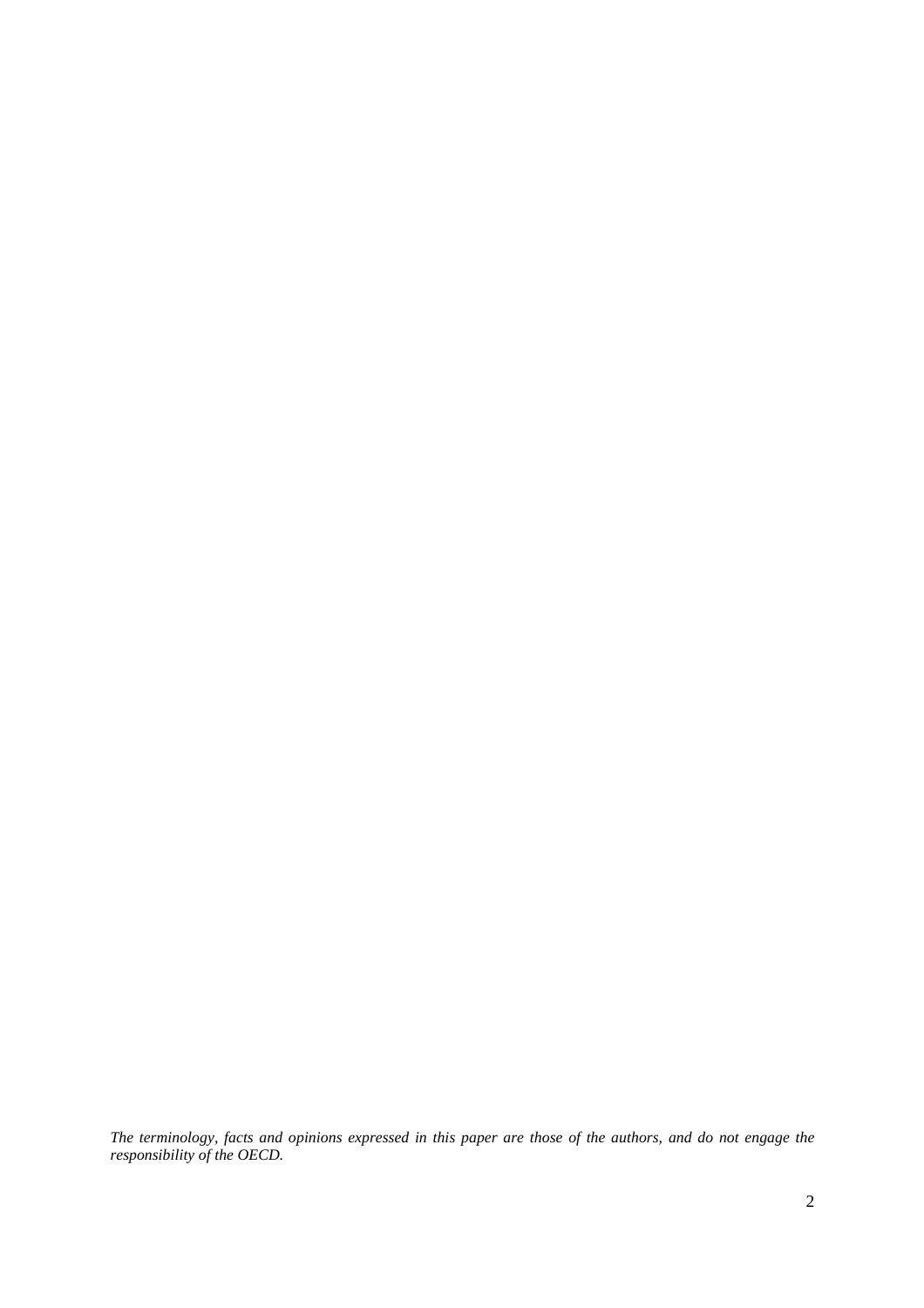*The terminology, facts and opinions expressed in this paper are those of the authors, and do not engage the responsibility of the OECD.*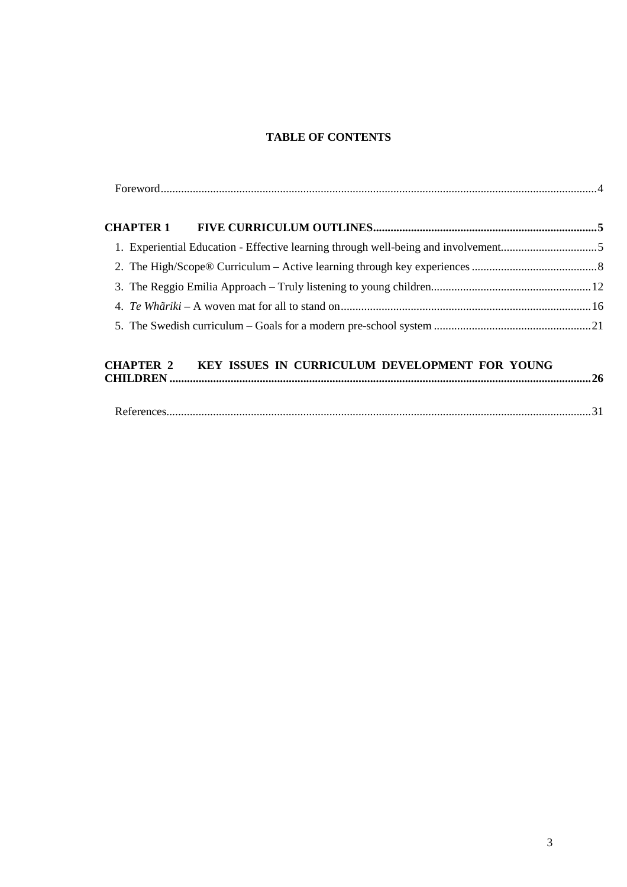# TABLE OF CONTENTS

Foreword....................................................................................................................................................4

**CHAPTER 1 FIVE CURRICULUM OUTLINES**............................................................................5

1. Experiential Education - Effective learning through well-being and involvement.................................5
2. The High/Scope® Curriculum – Active learning through key experiences...........................................8
3. The Reggio Emilia Approach – Truly listening to young children.......................................................12
4. *Te Whãriki* – A woven mat for all to stand on.....................................................................................16
5. The Swedish curriculum – Goals for a modern pre-school system......................................................21

**CHAPTER 2 KEY ISSUES IN CURRICULUM DEVELOPMENT FOR YOUNG CHILDREN**...............................................................................................................................................26

References.................................................................................................................................................31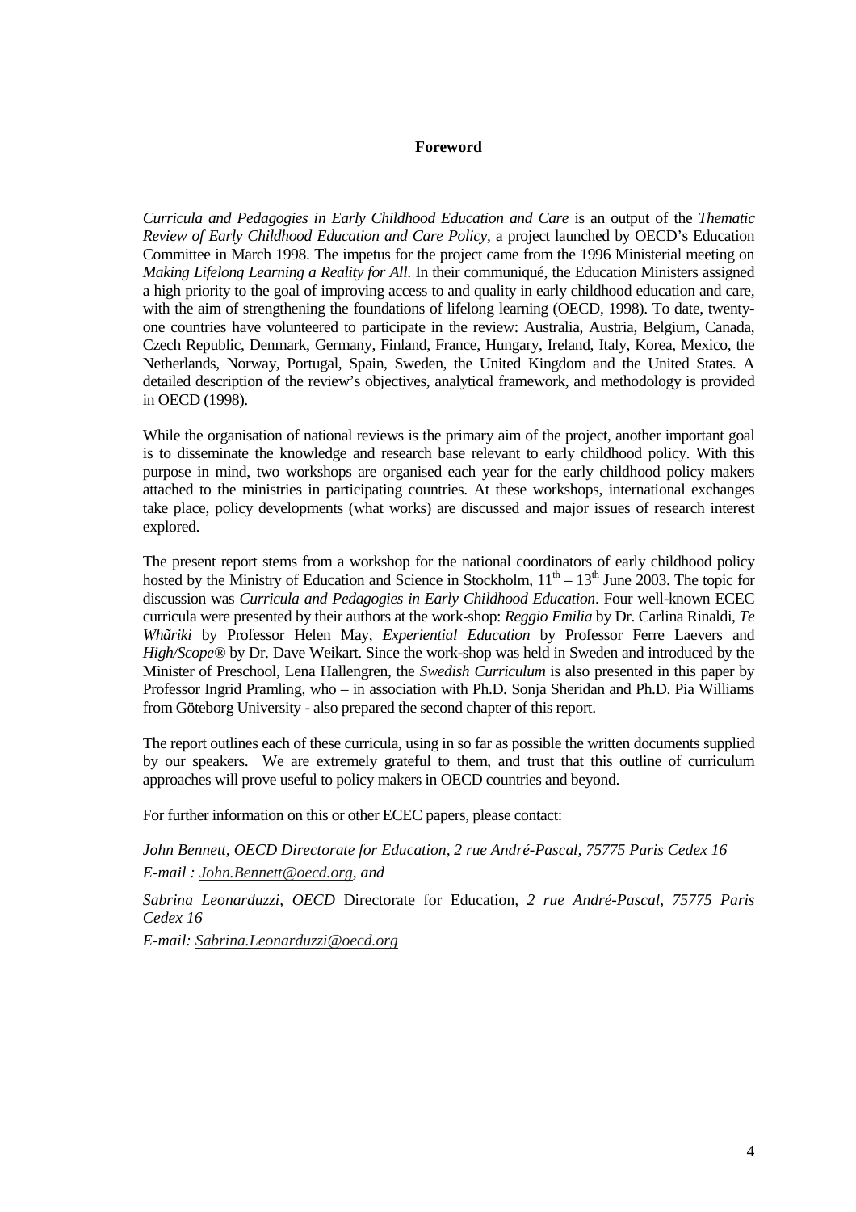## Foreword

*Curricula and Pedagogies in Early Childhood Education and Care* is an output of the *Thematic Review of Early Childhood Education and Care Policy*, a project launched by OECD's Education Committee in March 1998. The impetus for the project came from the 1996 Ministerial meeting on *Making Lifelong Learning a Reality for All*. In their communiqué, the Education Ministers assigned a high priority to the goal of improving access to and quality in early childhood education and care, with the aim of strengthening the foundations of lifelong learning (OECD, 1998). To date, twenty-one countries have volunteered to participate in the review: Australia, Austria, Belgium, Canada, Czech Republic, Denmark, Germany, Finland, France, Hungary, Ireland, Italy, Korea, Mexico, the Netherlands, Norway, Portugal, Spain, Sweden, the United Kingdom and the United States. A detailed description of the review's objectives, analytical framework, and methodology is provided in OECD (1998).

While the organisation of national reviews is the primary aim of the project, another important goal is to disseminate the knowledge and research base relevant to early childhood policy. With this purpose in mind, two workshops are organised each year for the early childhood policy makers attached to the ministries in participating countries. At these workshops, international exchanges take place, policy developments (what works) are discussed and major issues of research interest explored.

The present report stems from a workshop for the national coordinators of early childhood policy hosted by the Ministry of Education and Science in Stockholm, 11th – 13th June 2003. The topic for discussion was *Curricula and Pedagogies in Early Childhood Education*. Four well-known ECEC curricula were presented by their authors at the work-shop: *Reggio Emilia* by Dr. Carlina Rinaldi, *Te Whãriki* by Professor Helen May, *Experiential Education* by Professor Ferre Laevers and *High/Scope®* by Dr. Dave Weikart. Since the work-shop was held in Sweden and introduced by the Minister of Preschool, Lena Hallengren, the *Swedish Curriculum* is also presented in this paper by Professor Ingrid Pramling, who – in association with Ph.D. Sonja Sheridan and Ph.D. Pia Williams from Göteborg University - also prepared the second chapter of this report.

The report outlines each of these curricula, using in so far as possible the written documents supplied by our speakers. We are extremely grateful to them, and trust that this outline of curriculum approaches will prove useful to policy makers in OECD countries and beyond.

For further information on this or other ECEC papers, please contact:

*John Bennett, OECD Directorate for Education, 2 rue André-Pascal, 75775 Paris Cedex 16*
*E-mail : John.Bennett@oecd.org, and*

*Sabrina Leonarduzzi, OECD* Directorate for Education*, 2 rue André-Pascal, 75775 Paris Cedex 16*
*E-mail: Sabrina.Leonarduzzi@oecd.org*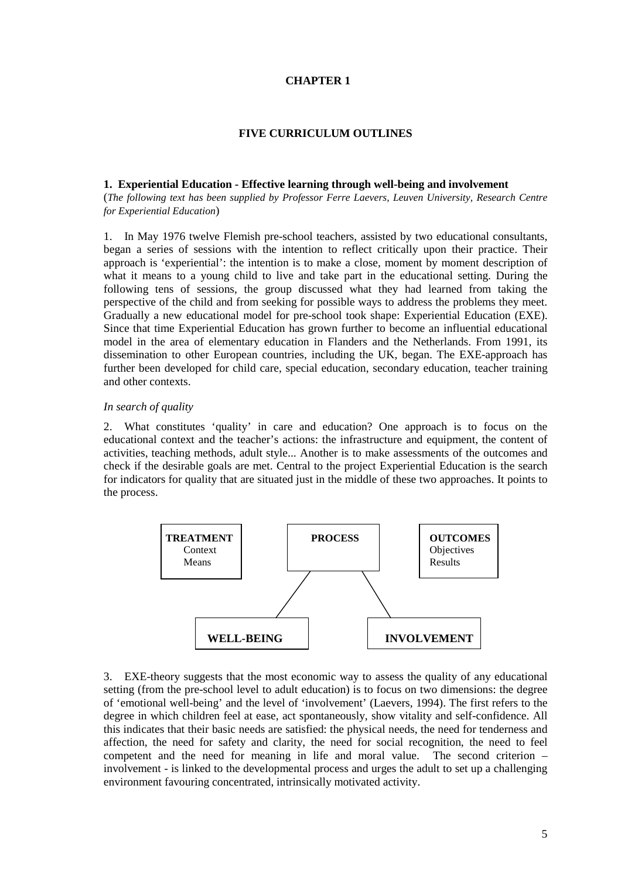# CHAPTER 1

## FIVE CURRICULUM OUTLINES

### 1. Experiential Education - Effective learning through well-being and involvement

(*The following text has been supplied by Professor Ferre Laevers, Leuven University, Research Centre for Experiential Education*)

1. In May 1976 twelve Flemish pre-school teachers, assisted by two educational consultants, began a series of sessions with the intention to reflect critically upon their practice. Their approach is 'experiential': the intention is to make a close, moment by moment description of what it means to a young child to live and take part in the educational setting. During the following tens of sessions, the group discussed what they had learned from taking the perspective of the child and from seeking for possible ways to address the problems they meet. Gradually a new educational model for pre-school took shape: Experiential Education (EXE). Since that time Experiential Education has grown further to become an influential educational model in the area of elementary education in Flanders and the Netherlands. From 1991, its dissemination to other European countries, including the UK, began. The EXE-approach has further been developed for child care, special education, secondary education, teacher training and other contexts.

*In search of quality*

2. What constitutes 'quality' in care and education? One approach is to focus on the educational context and the teacher's actions: the infrastructure and equipment, the content of activities, teaching methods, adult style... Another is to make assessments of the outcomes and check if the desirable goals are met. Central to the project Experiential Education is the search for indicators for quality that are situated just in the middle of these two approaches. It points to the process.

**TREATMENT**
Context
Means

**PROCESS**

**OUTCOMES**
Objectives
Results

**WELL-BEING**

**INVOLVEMENT**

3. EXE-theory suggests that the most economic way to assess the quality of any educational setting (from the pre-school level to adult education) is to focus on two dimensions: the degree of 'emotional well-being' and the level of 'involvement' (Laevers, 1994). The first refers to the degree in which children feel at ease, act spontaneously, show vitality and self-confidence. All this indicates that their basic needs are satisfied: the physical needs, the need for tenderness and affection, the need for safety and clarity, the need for social recognition, the need to feel competent and the need for meaning in life and moral value. The second criterion – involvement - is linked to the developmental process and urges the adult to set up a challenging environment favouring concentrated, intrinsically motivated activity.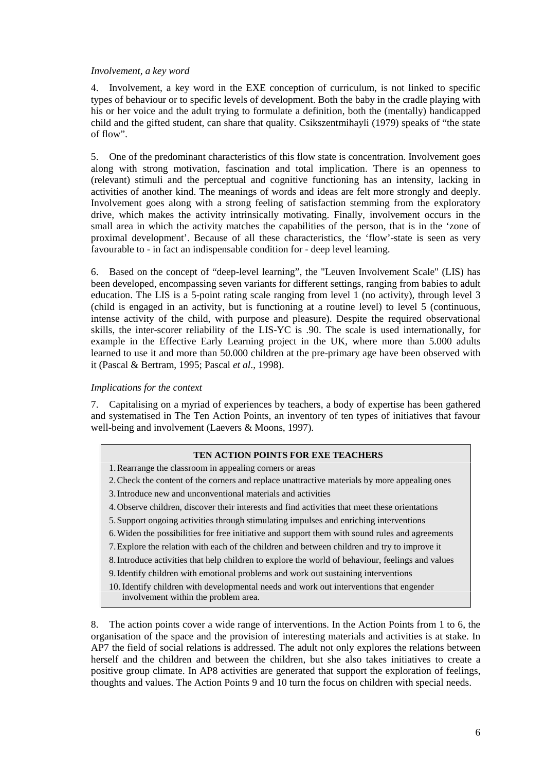*Involvement, a key word*

4. Involvement, a key word in the EXE conception of curriculum, is not linked to specific types of behaviour or to specific levels of development. Both the baby in the cradle playing with his or her voice and the adult trying to formulate a definition, both the (mentally) handicapped child and the gifted student, can share that quality. Csikszentmihayli (1979) speaks of "the state of flow".

5. One of the predominant characteristics of this flow state is concentration. Involvement goes along with strong motivation, fascination and total implication. There is an openness to (relevant) stimuli and the perceptual and cognitive functioning has an intensity, lacking in activities of another kind. The meanings of words and ideas are felt more strongly and deeply. Involvement goes along with a strong feeling of satisfaction stemming from the exploratory drive, which makes the activity intrinsically motivating. Finally, involvement occurs in the small area in which the activity matches the capabilities of the person, that is in the 'zone of proximal development'. Because of all these characteristics, the 'flow'-state is seen as very favourable to - in fact an indispensable condition for - deep level learning.

6. Based on the concept of "deep-level learning", the "Leuven Involvement Scale" (LIS) has been developed, encompassing seven variants for different settings, ranging from babies to adult education. The LIS is a 5-point rating scale ranging from level 1 (no activity), through level 3 (child is engaged in an activity, but is functioning at a routine level) to level 5 (continuous, intense activity of the child, with purpose and pleasure). Despite the required observational skills, the inter-scorer reliability of the LIS-YC is .90. The scale is used internationally, for example in the Effective Early Learning project in the UK, where more than 5.000 adults learned to use it and more than 50.000 children at the pre-primary age have been observed with it (Pascal & Bertram, 1995; Pascal *et al*., 1998).

*Implications for the context*

7. Capitalising on a myriad of experiences by teachers, a body of expertise has been gathered and systematised in The Ten Action Points, an inventory of ten types of initiatives that favour well-being and involvement (Laevers & Moons, 1997).

| TEN ACTION POINTS FOR EXE TEACHERS |
|---|
| 1. Rearrange the classroom in appealing corners or areas |
| 2. Check the content of the corners and replace unattractive materials by more appealing ones |
| 3. Introduce new and unconventional materials and activities |
| 4. Observe children, discover their interests and find activities that meet these orientations |
| 5. Support ongoing activities through stimulating impulses and enriching interventions |
| 6. Widen the possibilities for free initiative and support them with sound rules and agreements |
| 7. Explore the relation with each of the children and between children and try to improve it |
| 8. Introduce activities that help children to explore the world of behaviour, feelings and values |
| 9. Identify children with emotional problems and work out sustaining interventions |
| 10. Identify children with developmental needs and work out interventions that engender involvement within the problem area. |

8. The action points cover a wide range of interventions. In the Action Points from 1 to 6, the organisation of the space and the provision of interesting materials and activities is at stake. In AP7 the field of social relations is addressed. The adult not only explores the relations between herself and the children and between the children, but she also takes initiatives to create a positive group climate. In AP8 activities are generated that support the exploration of feelings, thoughts and values. The Action Points 9 and 10 turn the focus on children with special needs.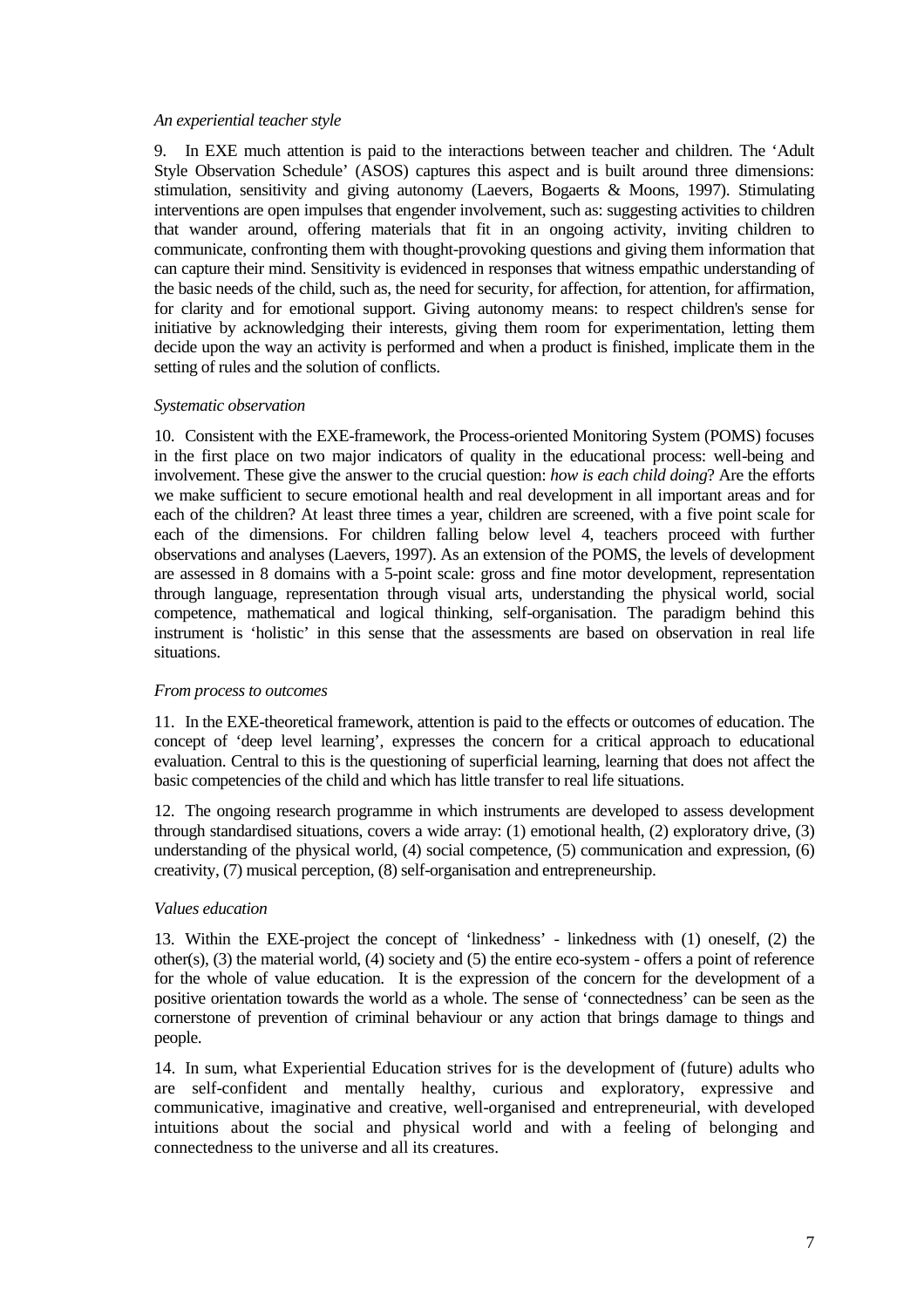*An experiential teacher style*

9. In EXE much attention is paid to the interactions between teacher and children. The 'Adult Style Observation Schedule' (ASOS) captures this aspect and is built around three dimensions: stimulation, sensitivity and giving autonomy (Laevers, Bogaerts & Moons, 1997). Stimulating interventions are open impulses that engender involvement, such as: suggesting activities to children that wander around, offering materials that fit in an ongoing activity, inviting children to communicate, confronting them with thought-provoking questions and giving them information that can capture their mind. Sensitivity is evidenced in responses that witness empathic understanding of the basic needs of the child, such as, the need for security, for affection, for attention, for affirmation, for clarity and for emotional support. Giving autonomy means: to respect children's sense for initiative by acknowledging their interests, giving them room for experimentation, letting them decide upon the way an activity is performed and when a product is finished, implicate them in the setting of rules and the solution of conflicts.

*Systematic observation*

10. Consistent with the EXE-framework, the Process-oriented Monitoring System (POMS) focuses in the first place on two major indicators of quality in the educational process: well-being and involvement. These give the answer to the crucial question: *how is each child doing*? Are the efforts we make sufficient to secure emotional health and real development in all important areas and for each of the children? At least three times a year, children are screened, with a five point scale for each of the dimensions. For children falling below level 4, teachers proceed with further observations and analyses (Laevers, 1997). As an extension of the POMS, the levels of development are assessed in 8 domains with a 5-point scale: gross and fine motor development, representation through language, representation through visual arts, understanding the physical world, social competence, mathematical and logical thinking, self-organisation. The paradigm behind this instrument is 'holistic' in this sense that the assessments are based on observation in real life situations.

*From process to outcomes*

11. In the EXE-theoretical framework, attention is paid to the effects or outcomes of education. The concept of 'deep level learning', expresses the concern for a critical approach to educational evaluation. Central to this is the questioning of superficial learning, learning that does not affect the basic competencies of the child and which has little transfer to real life situations.

12. The ongoing research programme in which instruments are developed to assess development through standardised situations, covers a wide array: (1) emotional health, (2) exploratory drive, (3) understanding of the physical world, (4) social competence, (5) communication and expression, (6) creativity, (7) musical perception, (8) self-organisation and entrepreneurship.

*Values education*

13. Within the EXE-project the concept of 'linkedness' - linkedness with (1) oneself, (2) the other(s), (3) the material world, (4) society and (5) the entire eco-system - offers a point of reference for the whole of value education. It is the expression of the concern for the development of a positive orientation towards the world as a whole. The sense of 'connectedness' can be seen as the cornerstone of prevention of criminal behaviour or any action that brings damage to things and people.

14. In sum, what Experiential Education strives for is the development of (future) adults who are self-confident and mentally healthy, curious and exploratory, expressive and communicative, imaginative and creative, well-organised and entrepreneurial, with developed intuitions about the social and physical world and with a feeling of belonging and connectedness to the universe and all its creatures.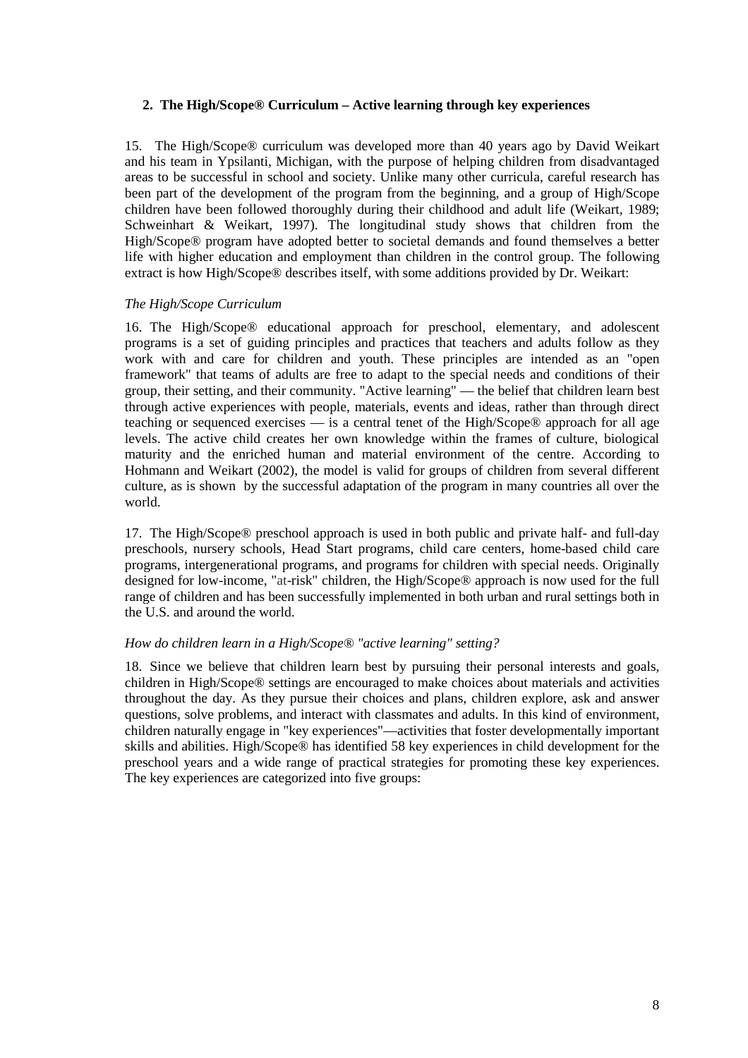## 2. The High/Scope® Curriculum – Active learning through key experiences

15. The High/Scope® curriculum was developed more than 40 years ago by David Weikart and his team in Ypsilanti, Michigan, with the purpose of helping children from disadvantaged areas to be successful in school and society. Unlike many other curricula, careful research has been part of the development of the program from the beginning, and a group of High/Scope children have been followed thoroughly during their childhood and adult life (Weikart, 1989; Schweinhart & Weikart, 1997). The longitudinal study shows that children from the High/Scope® program have adopted better to societal demands and found themselves a better life with higher education and employment than children in the control group. The following extract is how High/Scope® describes itself, with some additions provided by Dr. Weikart:

*The High/Scope Curriculum*

16. The High/Scope® educational approach for preschool, elementary, and adolescent programs is a set of guiding principles and practices that teachers and adults follow as they work with and care for children and youth. These principles are intended as an "open framework" that teams of adults are free to adapt to the special needs and conditions of their group, their setting, and their community. "Active learning" — the belief that children learn best through active experiences with people, materials, events and ideas, rather than through direct teaching or sequenced exercises — is a central tenet of the High/Scope® approach for all age levels. The active child creates her own knowledge within the frames of culture, biological maturity and the enriched human and material environment of the centre. According to Hohmann and Weikart (2002), the model is valid for groups of children from several different culture, as is shown by the successful adaptation of the program in many countries all over the world.

17. The High/Scope® preschool approach is used in both public and private half- and full-day preschools, nursery schools, Head Start programs, child care centers, home-based child care programs, intergenerational programs, and programs for children with special needs. Originally designed for low-income, "at-risk" children, the High/Scope® approach is now used for the full range of children and has been successfully implemented in both urban and rural settings both in the U.S. and around the world.

*How do children learn in a High/Scope® "active learning" setting?*

18. Since we believe that children learn best by pursuing their personal interests and goals, children in High/Scope® settings are encouraged to make choices about materials and activities throughout the day. As they pursue their choices and plans, children explore, ask and answer questions, solve problems, and interact with classmates and adults. In this kind of environment, children naturally engage in "key experiences"—activities that foster developmentally important skills and abilities. High/Scope® has identified 58 key experiences in child development for the preschool years and a wide range of practical strategies for promoting these key experiences. The key experiences are categorized into five groups: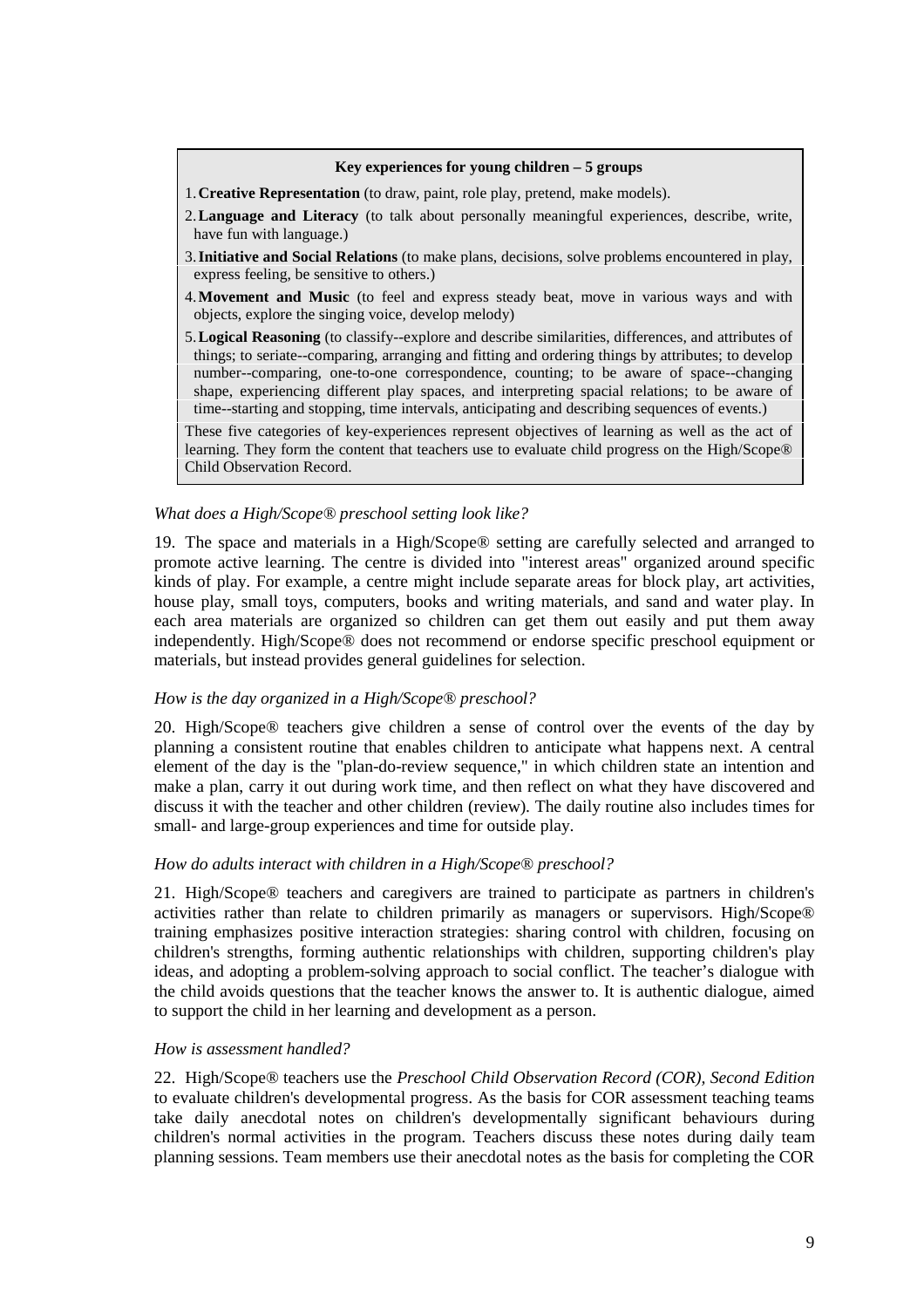**Key experiences for young children – 5 groups**

1. **Creative Representation** (to draw, paint, role play, pretend, make models).
2. **Language and Literacy** (to talk about personally meaningful experiences, describe, write, have fun with language.)
3. **Initiative and Social Relations** (to make plans, decisions, solve problems encountered in play, express feeling, be sensitive to others.)
4. **Movement and Music** (to feel and express steady beat, move in various ways and with objects, explore the singing voice, develop melody)
5. **Logical Reasoning** (to classify--explore and describe similarities, differences, and attributes of things; to seriate--comparing, arranging and fitting and ordering things by attributes; to develop number--comparing, one-to-one correspondence, counting; to be aware of space--changing shape, experiencing different play spaces, and interpreting spacial relations; to be aware of time--starting and stopping, time intervals, anticipating and describing sequences of events.)

These five categories of key-experiences represent objectives of learning as well as the act of learning. They form the content that teachers use to evaluate child progress on the High/Scope® Child Observation Record.

*What does a High/Scope® preschool setting look like?*

19. The space and materials in a High/Scope® setting are carefully selected and arranged to promote active learning. The centre is divided into "interest areas" organized around specific kinds of play. For example, a centre might include separate areas for block play, art activities, house play, small toys, computers, books and writing materials, and sand and water play. In each area materials are organized so children can get them out easily and put them away independently. High/Scope® does not recommend or endorse specific preschool equipment or materials, but instead provides general guidelines for selection.

*How is the day organized in a High/Scope® preschool?*

20. High/Scope® teachers give children a sense of control over the events of the day by planning a consistent routine that enables children to anticipate what happens next. A central element of the day is the "plan-do-review sequence," in which children state an intention and make a plan, carry it out during work time, and then reflect on what they have discovered and discuss it with the teacher and other children (review). The daily routine also includes times for small- and large-group experiences and time for outside play.

*How do adults interact with children in a High/Scope® preschool?*

21. High/Scope® teachers and caregivers are trained to participate as partners in children's activities rather than relate to children primarily as managers or supervisors. High/Scope® training emphasizes positive interaction strategies: sharing control with children, focusing on children's strengths, forming authentic relationships with children, supporting children's play ideas, and adopting a problem-solving approach to social conflict. The teacher's dialogue with the child avoids questions that the teacher knows the answer to. It is authentic dialogue, aimed to support the child in her learning and development as a person.

*How is assessment handled?*

22. High/Scope® teachers use the *Preschool Child Observation Record (COR), Second Edition* to evaluate children's developmental progress. As the basis for COR assessment teaching teams take daily anecdotal notes on children's developmentally significant behaviours during children's normal activities in the program. Teachers discuss these notes during daily team planning sessions. Team members use their anecdotal notes as the basis for completing the COR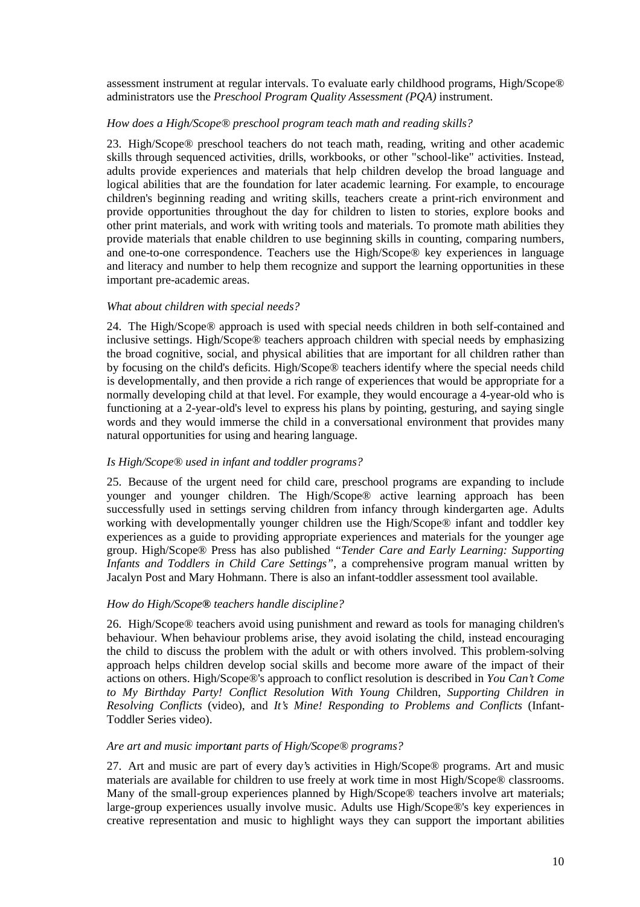assessment instrument at regular intervals. To evaluate early childhood programs, High/Scope® administrators use the *Preschool Program Quality Assessment (PQA)* instrument.

*How does a High/Scope® preschool program teach math and reading skills?*

23. High/Scope® preschool teachers do not teach math, reading, writing and other academic skills through sequenced activities, drills, workbooks, or other "school-like" activities. Instead, adults provide experiences and materials that help children develop the broad language and logical abilities that are the foundation for later academic learning. For example, to encourage children's beginning reading and writing skills, teachers create a print-rich environment and provide opportunities throughout the day for children to listen to stories, explore books and other print materials, and work with writing tools and materials. To promote math abilities they provide materials that enable children to use beginning skills in counting, comparing numbers, and one-to-one correspondence. Teachers use the High/Scope® key experiences in language and literacy and number to help them recognize and support the learning opportunities in these important pre-academic areas.

*What about children with special needs?*

24. The High/Scope® approach is used with special needs children in both self-contained and inclusive settings. High/Scope® teachers approach children with special needs by emphasizing the broad cognitive, social, and physical abilities that are important for all children rather than by focusing on the child's deficits. High/Scope® teachers identify where the special needs child is developmentally, and then provide a rich range of experiences that would be appropriate for a normally developing child at that level. For example, they would encourage a 4-year-old who is functioning at a 2-year-old's level to express his plans by pointing, gesturing, and saying single words and they would immerse the child in a conversational environment that provides many natural opportunities for using and hearing language.

*Is High/Scope® used in infant and toddler programs?*

25. Because of the urgent need for child care, preschool programs are expanding to include younger and younger children. The High/Scope® active learning approach has been successfully used in settings serving children from infancy through kindergarten age. Adults working with developmentally younger children use the High/Scope® infant and toddler key experiences as a guide to providing appropriate experiences and materials for the younger age group. High/Scope® Press has also published *"Tender Care and Early Learning: Supporting Infants and Toddlers in Child Care Settings"*, a comprehensive program manual written by Jacalyn Post and Mary Hohmann. There is also an infant-toddler assessment tool available.

*How do High/Scope® teachers handle discipline?*

26. High/Scope® teachers avoid using punishment and reward as tools for managing children's behaviour. When behaviour problems arise, they avoid isolating the child, instead encouraging the child to discuss the problem with the adult or with others involved. This problem-solving approach helps children develop social skills and become more aware of the impact of their actions on others. High/Scope®'s approach to conflict resolution is described in *You Can't Come to My Birthday Party! Conflict Resolution With Young Ch*ildren, *Supporting Children in Resolving Conflicts* (video), and *It's Mine! Responding to Problems and Conflicts* (Infant-Toddler Series video).

*Are art and music important parts of High/Scope® programs?*

27. Art and music are part of every day's activities in High/Scope® programs. Art and music materials are available for children to use freely at work time in most High/Scope® classrooms. Many of the small-group experiences planned by High/Scope® teachers involve art materials; large-group experiences usually involve music. Adults use High/Scope®'s key experiences in creative representation and music to highlight ways they can support the important abilities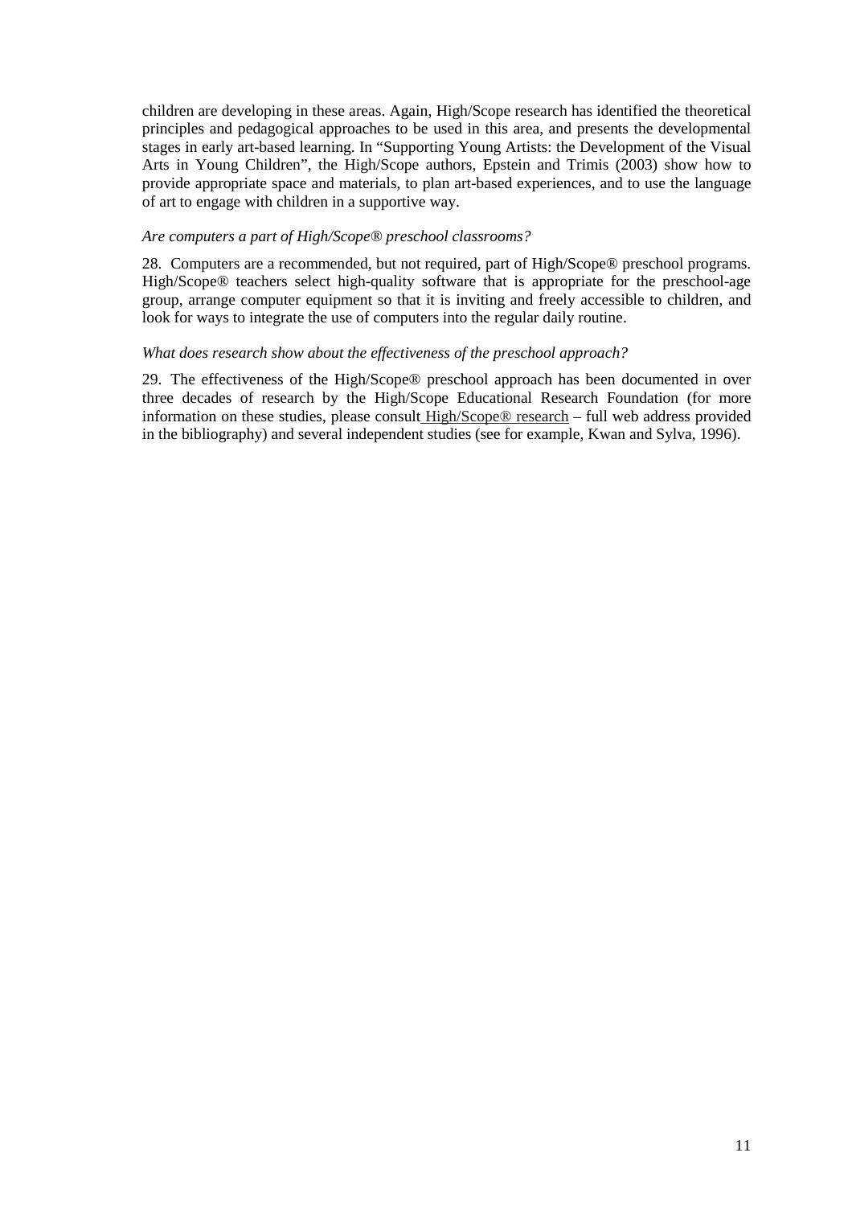children are developing in these areas. Again, High/Scope research has identified the theoretical principles and pedagogical approaches to be used in this area, and presents the developmental stages in early art-based learning. In "Supporting Young Artists: the Development of the Visual Arts in Young Children", the High/Scope authors, Epstein and Trimis (2003) show how to provide appropriate space and materials, to plan art-based experiences, and to use the language of art to engage with children in a supportive way.

*Are computers a part of High/Scope® preschool classrooms?*

28. Computers are a recommended, but not required, part of High/Scope® preschool programs. High/Scope® teachers select high-quality software that is appropriate for the preschool-age group, arrange computer equipment so that it is inviting and freely accessible to children, and look for ways to integrate the use of computers into the regular daily routine.

*What does research show about the effectiveness of the preschool approach?*

29. The effectiveness of the High/Scope® preschool approach has been documented in over three decades of research by the High/Scope Educational Research Foundation (for more information on these studies, please consult High/Scope® research – full web address provided in the bibliography) and several independent studies (see for example, Kwan and Sylva, 1996).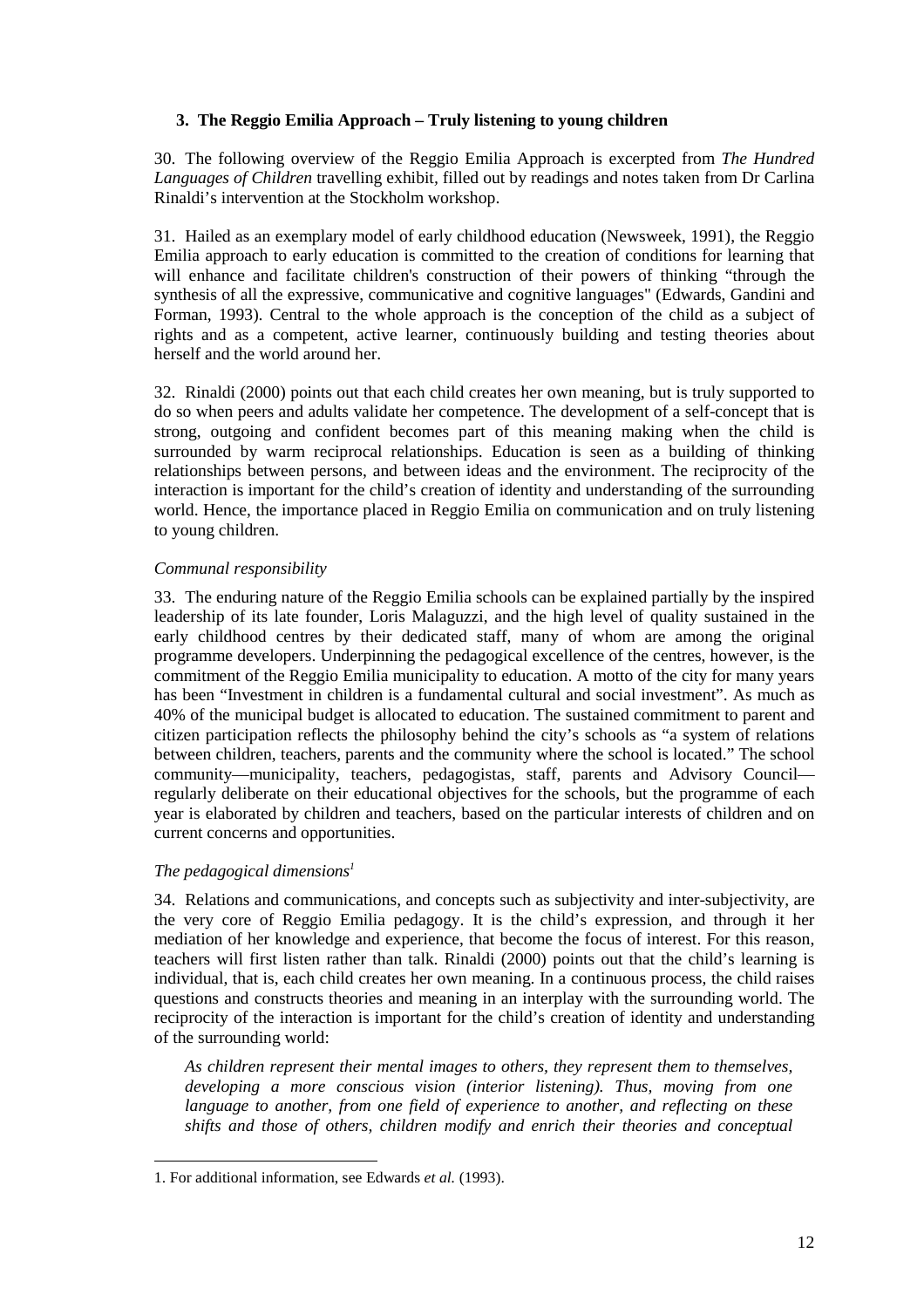### 3. The Reggio Emilia Approach – Truly listening to young children

30. The following overview of the Reggio Emilia Approach is excerpted from *The Hundred Languages of Children* travelling exhibit, filled out by readings and notes taken from Dr Carlina Rinaldi's intervention at the Stockholm workshop.

31. Hailed as an exemplary model of early childhood education (Newsweek, 1991), the Reggio Emilia approach to early education is committed to the creation of conditions for learning that will enhance and facilitate children's construction of their powers of thinking "through the synthesis of all the expressive, communicative and cognitive languages" (Edwards, Gandini and Forman, 1993). Central to the whole approach is the conception of the child as a subject of rights and as a competent, active learner, continuously building and testing theories about herself and the world around her.

32. Rinaldi (2000) points out that each child creates her own meaning, but is truly supported to do so when peers and adults validate her competence. The development of a self-concept that is strong, outgoing and confident becomes part of this meaning making when the child is surrounded by warm reciprocal relationships. Education is seen as a building of thinking relationships between persons, and between ideas and the environment. The reciprocity of the interaction is important for the child's creation of identity and understanding of the surrounding world. Hence, the importance placed in Reggio Emilia on communication and on truly listening to young children.

*Communal responsibility*

33. The enduring nature of the Reggio Emilia schools can be explained partially by the inspired leadership of its late founder, Loris Malaguzzi, and the high level of quality sustained in the early childhood centres by their dedicated staff, many of whom are among the original programme developers. Underpinning the pedagogical excellence of the centres, however, is the commitment of the Reggio Emilia municipality to education. A motto of the city for many years has been "Investment in children is a fundamental cultural and social investment". As much as 40% of the municipal budget is allocated to education. The sustained commitment to parent and citizen participation reflects the philosophy behind the city's schools as "a system of relations between children, teachers, parents and the community where the school is located." The school community—municipality, teachers, pedagogistas, staff, parents and Advisory Council—regularly deliberate on their educational objectives for the schools, but the programme of each year is elaborated by children and teachers, based on the particular interests of children and on current concerns and opportunities.

*The pedagogical dimensions*[1]

34. Relations and communications, and concepts such as subjectivity and inter-subjectivity, are the very core of Reggio Emilia pedagogy. It is the child's expression, and through it her mediation of her knowledge and experience, that become the focus of interest. For this reason, teachers will first listen rather than talk. Rinaldi (2000) points out that the child's learning is individual, that is, each child creates her own meaning. In a continuous process, the child raises questions and constructs theories and meaning in an interplay with the surrounding world. The reciprocity of the interaction is important for the child's creation of identity and understanding of the surrounding world:

> *As children represent their mental images to others, they represent them to themselves, developing a more conscious vision (interior listening). Thus, moving from one language to another, from one field of experience to another, and reflecting on these shifts and those of others, children modify and enrich their theories and conceptual*

---

1. For additional information, see Edwards *et al.* (1993).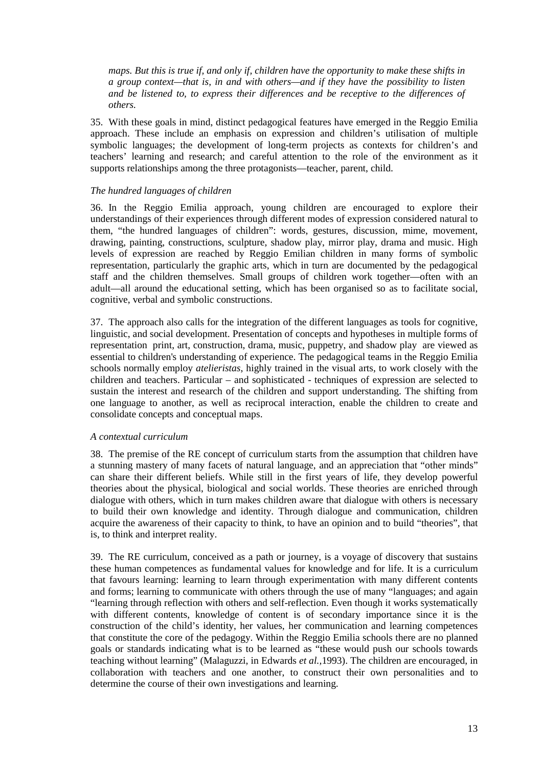*maps. But this is true if, and only if, children have the opportunity to make these shifts in a group context—that is, in and with others—and if they have the possibility to listen and be listened to, to express their differences and be receptive to the differences of others.*

35. With these goals in mind, distinct pedagogical features have emerged in the Reggio Emilia approach. These include an emphasis on expression and children's utilisation of multiple symbolic languages; the development of long-term projects as contexts for children's and teachers' learning and research; and careful attention to the role of the environment as it supports relationships among the three protagonists—teacher, parent, child.

*The hundred languages of children*

36. In the Reggio Emilia approach, young children are encouraged to explore their understandings of their experiences through different modes of expression considered natural to them, "the hundred languages of children": words, gestures, discussion, mime, movement, drawing, painting, constructions, sculpture, shadow play, mirror play, drama and music. High levels of expression are reached by Reggio Emilian children in many forms of symbolic representation, particularly the graphic arts, which in turn are documented by the pedagogical staff and the children themselves. Small groups of children work together—often with an adult—all around the educational setting, which has been organised so as to facilitate social, cognitive, verbal and symbolic constructions.

37. The approach also calls for the integration of the different languages as tools for cognitive, linguistic, and social development. Presentation of concepts and hypotheses in multiple forms of representation print, art, construction, drama, music, puppetry, and shadow play are viewed as essential to children's understanding of experience. The pedagogical teams in the Reggio Emilia schools normally employ *atelieristas*, highly trained in the visual arts, to work closely with the children and teachers. Particular – and sophisticated - techniques of expression are selected to sustain the interest and research of the children and support understanding. The shifting from one language to another, as well as reciprocal interaction, enable the children to create and consolidate concepts and conceptual maps.

*A contextual curriculum*

38. The premise of the RE concept of curriculum starts from the assumption that children have a stunning mastery of many facets of natural language, and an appreciation that "other minds" can share their different beliefs. While still in the first years of life, they develop powerful theories about the physical, biological and social worlds. These theories are enriched through dialogue with others, which in turn makes children aware that dialogue with others is necessary to build their own knowledge and identity. Through dialogue and communication, children acquire the awareness of their capacity to think, to have an opinion and to build "theories", that is, to think and interpret reality.

39. The RE curriculum, conceived as a path or journey, is a voyage of discovery that sustains these human competences as fundamental values for knowledge and for life. It is a curriculum that favours learning: learning to learn through experimentation with many different contents and forms; learning to communicate with others through the use of many "languages; and again "learning through reflection with others and self-reflection. Even though it works systematically with different contents, knowledge of content is of secondary importance since it is the construction of the child's identity, her values, her communication and learning competences that constitute the core of the pedagogy. Within the Reggio Emilia schools there are no planned goals or standards indicating what is to be learned as "these would push our schools towards teaching without learning" (Malaguzzi, in Edwards *et al.*,1993). The children are encouraged, in collaboration with teachers and one another, to construct their own personalities and to determine the course of their own investigations and learning.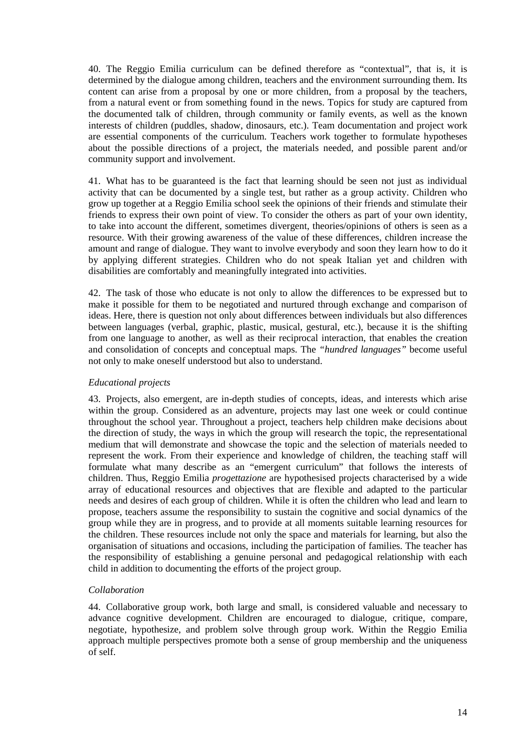40. The Reggio Emilia curriculum can be defined therefore as "contextual", that is, it is determined by the dialogue among children, teachers and the environment surrounding them. Its content can arise from a proposal by one or more children, from a proposal by the teachers, from a natural event or from something found in the news. Topics for study are captured from the documented talk of children, through community or family events, as well as the known interests of children (puddles, shadow, dinosaurs, etc.). Team documentation and project work are essential components of the curriculum. Teachers work together to formulate hypotheses about the possible directions of a project, the materials needed, and possible parent and/or community support and involvement.

41. What has to be guaranteed is the fact that learning should be seen not just as individual activity that can be documented by a single test, but rather as a group activity. Children who grow up together at a Reggio Emilia school seek the opinions of their friends and stimulate their friends to express their own point of view. To consider the others as part of your own identity, to take into account the different, sometimes divergent, theories/opinions of others is seen as a resource. With their growing awareness of the value of these differences, children increase the amount and range of dialogue. They want to involve everybody and soon they learn how to do it by applying different strategies. Children who do not speak Italian yet and children with disabilities are comfortably and meaningfully integrated into activities.

42. The task of those who educate is not only to allow the differences to be expressed but to make it possible for them to be negotiated and nurtured through exchange and comparison of ideas. Here, there is question not only about differences between individuals but also differences between languages (verbal, graphic, plastic, musical, gestural, etc.), because it is the shifting from one language to another, as well as their reciprocal interaction, that enables the creation and consolidation of concepts and conceptual maps. The *"hundred languages"* become useful not only to make oneself understood but also to understand.

*Educational projects*

43. Projects, also emergent, are in-depth studies of concepts, ideas, and interests which arise within the group. Considered as an adventure, projects may last one week or could continue throughout the school year. Throughout a project, teachers help children make decisions about the direction of study, the ways in which the group will research the topic, the representational medium that will demonstrate and showcase the topic and the selection of materials needed to represent the work. From their experience and knowledge of children, the teaching staff will formulate what many describe as an "emergent curriculum" that follows the interests of children. Thus, Reggio Emilia *progettazione* are hypothesised projects characterised by a wide array of educational resources and objectives that are flexible and adapted to the particular needs and desires of each group of children. While it is often the children who lead and learn to propose, teachers assume the responsibility to sustain the cognitive and social dynamics of the group while they are in progress, and to provide at all moments suitable learning resources for the children. These resources include not only the space and materials for learning, but also the organisation of situations and occasions, including the participation of families. The teacher has the responsibility of establishing a genuine personal and pedagogical relationship with each child in addition to documenting the efforts of the project group.

*Collaboration*

44. Collaborative group work, both large and small, is considered valuable and necessary to advance cognitive development. Children are encouraged to dialogue, critique, compare, negotiate, hypothesize, and problem solve through group work. Within the Reggio Emilia approach multiple perspectives promote both a sense of group membership and the uniqueness of self.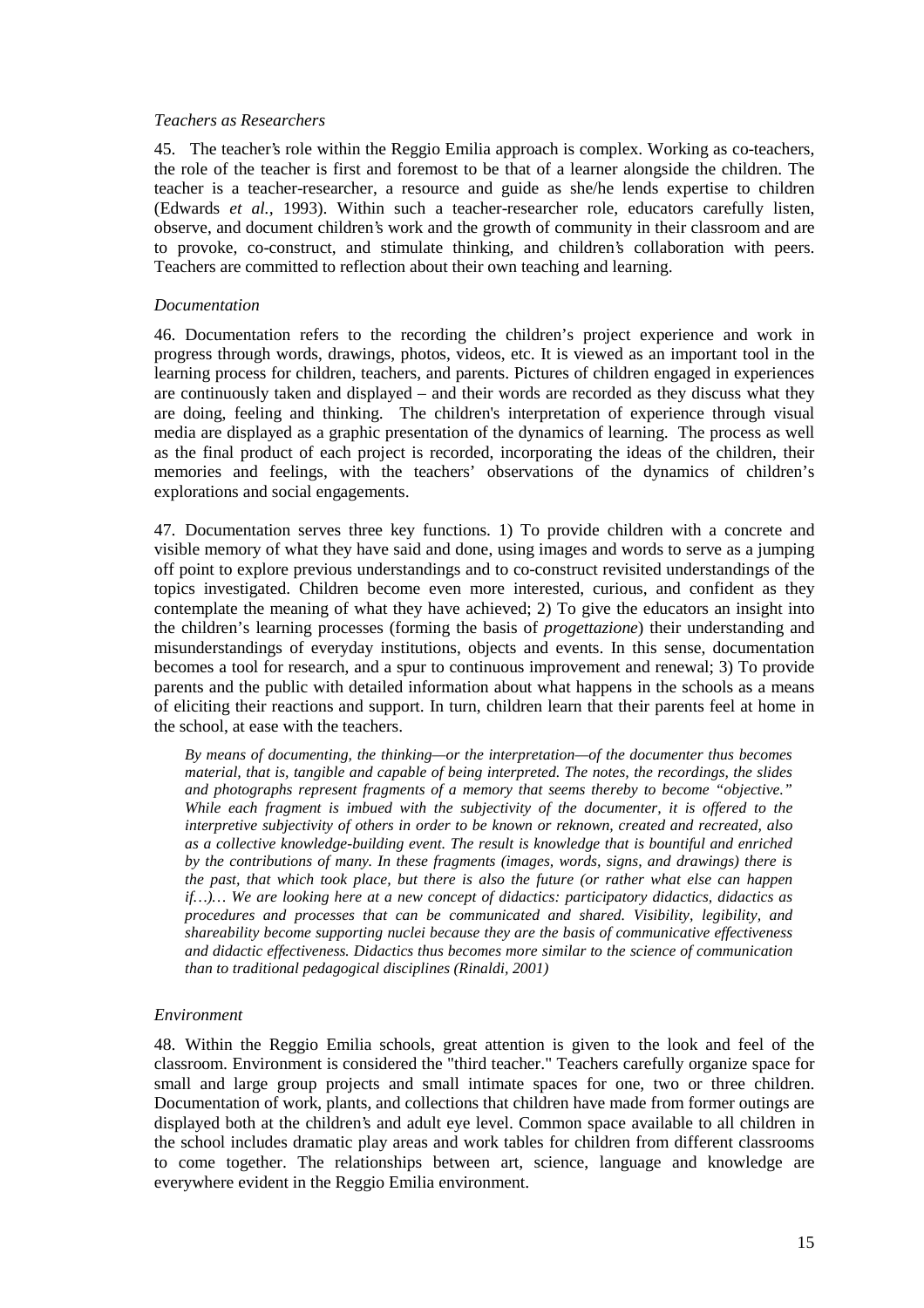*Teachers as Researchers*

45. The teacher's role within the Reggio Emilia approach is complex. Working as co-teachers, the role of the teacher is first and foremost to be that of a learner alongside the children. The teacher is a teacher-researcher, a resource and guide as she/he lends expertise to children (Edwards *et al.,* 1993). Within such a teacher-researcher role, educators carefully listen, observe, and document children's work and the growth of community in their classroom and are to provoke, co-construct, and stimulate thinking, and children's collaboration with peers. Teachers are committed to reflection about their own teaching and learning.

*Documentation*

46. Documentation refers to the recording the children's project experience and work in progress through words, drawings, photos, videos, etc. It is viewed as an important tool in the learning process for children, teachers, and parents. Pictures of children engaged in experiences are continuously taken and displayed – and their words are recorded as they discuss what they are doing, feeling and thinking. The children's interpretation of experience through visual media are displayed as a graphic presentation of the dynamics of learning. The process as well as the final product of each project is recorded, incorporating the ideas of the children, their memories and feelings, with the teachers' observations of the dynamics of children's explorations and social engagements.

47. Documentation serves three key functions. 1) To provide children with a concrete and visible memory of what they have said and done, using images and words to serve as a jumping off point to explore previous understandings and to co-construct revisited understandings of the topics investigated. Children become even more interested, curious, and confident as they contemplate the meaning of what they have achieved; 2) To give the educators an insight into the children's learning processes (forming the basis of *progettazione*) their understanding and misunderstandings of everyday institutions, objects and events. In this sense, documentation becomes a tool for research, and a spur to continuous improvement and renewal; 3) To provide parents and the public with detailed information about what happens in the schools as a means of eliciting their reactions and support. In turn, children learn that their parents feel at home in the school, at ease with the teachers.

> *By means of documenting, the thinking—or the interpretation—of the documenter thus becomes material, that is, tangible and capable of being interpreted. The notes, the recordings, the slides and photographs represent fragments of a memory that seems thereby to become "objective." While each fragment is imbued with the subjectivity of the documenter, it is offered to the interpretive subjectivity of others in order to be known or reknown, created and recreated, also as a collective knowledge-building event. The result is knowledge that is bountiful and enriched by the contributions of many. In these fragments (images, words, signs, and drawings) there is the past, that which took place, but there is also the future (or rather what else can happen if…)… We are looking here at a new concept of didactics: participatory didactics, didactics as procedures and processes that can be communicated and shared. Visibility, legibility, and shareability become supporting nuclei because they are the basis of communicative effectiveness and didactic effectiveness. Didactics thus becomes more similar to the science of communication than to traditional pedagogical disciplines (Rinaldi, 2001)*

*Environment*

48. Within the Reggio Emilia schools, great attention is given to the look and feel of the classroom. Environment is considered the "third teacher." Teachers carefully organize space for small and large group projects and small intimate spaces for one, two or three children. Documentation of work, plants, and collections that children have made from former outings are displayed both at the children's and adult eye level. Common space available to all children in the school includes dramatic play areas and work tables for children from different classrooms to come together. The relationships between art, science, language and knowledge are everywhere evident in the Reggio Emilia environment.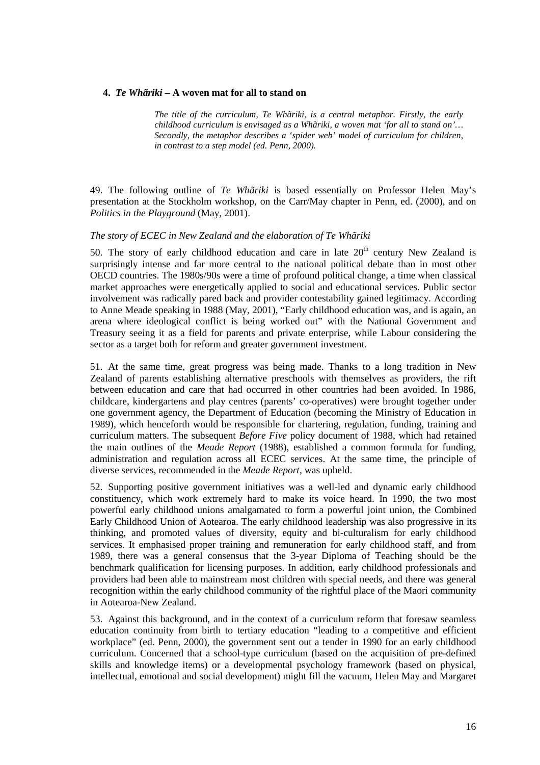## 4. *Te Whãriki* – A woven mat for all to stand on

> *The title of the curriculum, Te Whãriki, is a central metaphor. Firstly, the early childhood curriculum is envisaged as a Whãriki, a woven mat 'for all to stand on'… Secondly, the metaphor describes a 'spider web' model of curriculum for children, in contrast to a step model (ed. Penn, 2000).*

49. The following outline of *Te Whãriki* is based essentially on Professor Helen May's presentation at the Stockholm workshop, on the Carr/May chapter in Penn, ed. (2000), and on *Politics in the Playground* (May, 2001).

*The story of ECEC in New Zealand and the elaboration of Te Whãriki*

50. The story of early childhood education and care in late 20th century New Zealand is surprisingly intense and far more central to the national political debate than in most other OECD countries. The 1980s/90s were a time of profound political change, a time when classical market approaches were energetically applied to social and educational services. Public sector involvement was radically pared back and provider contestability gained legitimacy. According to Anne Meade speaking in 1988 (May, 2001), "Early childhood education was, and is again, an arena where ideological conflict is being worked out" with the National Government and Treasury seeing it as a field for parents and private enterprise, while Labour considering the sector as a target both for reform and greater government investment.

51. At the same time, great progress was being made. Thanks to a long tradition in New Zealand of parents establishing alternative preschools with themselves as providers, the rift between education and care that had occurred in other countries had been avoided. In 1986, childcare, kindergartens and play centres (parents' co-operatives) were brought together under one government agency, the Department of Education (becoming the Ministry of Education in 1989), which henceforth would be responsible for chartering, regulation, funding, training and curriculum matters. The subsequent *Before Five* policy document of 1988, which had retained the main outlines of the *Meade Report* (1988), established a common formula for funding, administration and regulation across all ECEC services. At the same time, the principle of diverse services, recommended in the *Meade Report*, was upheld.

52. Supporting positive government initiatives was a well-led and dynamic early childhood constituency, which work extremely hard to make its voice heard. In 1990, the two most powerful early childhood unions amalgamated to form a powerful joint union, the Combined Early Childhood Union of Aotearoa. The early childhood leadership was also progressive in its thinking, and promoted values of diversity, equity and bi-culturalism for early childhood services. It emphasised proper training and remuneration for early childhood staff, and from 1989, there was a general consensus that the 3-year Diploma of Teaching should be the benchmark qualification for licensing purposes. In addition, early childhood professionals and providers had been able to mainstream most children with special needs, and there was general recognition within the early childhood community of the rightful place of the Maori community in Aotearoa-New Zealand.

53. Against this background, and in the context of a curriculum reform that foresaw seamless education continuity from birth to tertiary education "leading to a competitive and efficient workplace" (ed. Penn, 2000), the government sent out a tender in 1990 for an early childhood curriculum. Concerned that a school-type curriculum (based on the acquisition of pre-defined skills and knowledge items) or a developmental psychology framework (based on physical, intellectual, emotional and social development) might fill the vacuum, Helen May and Margaret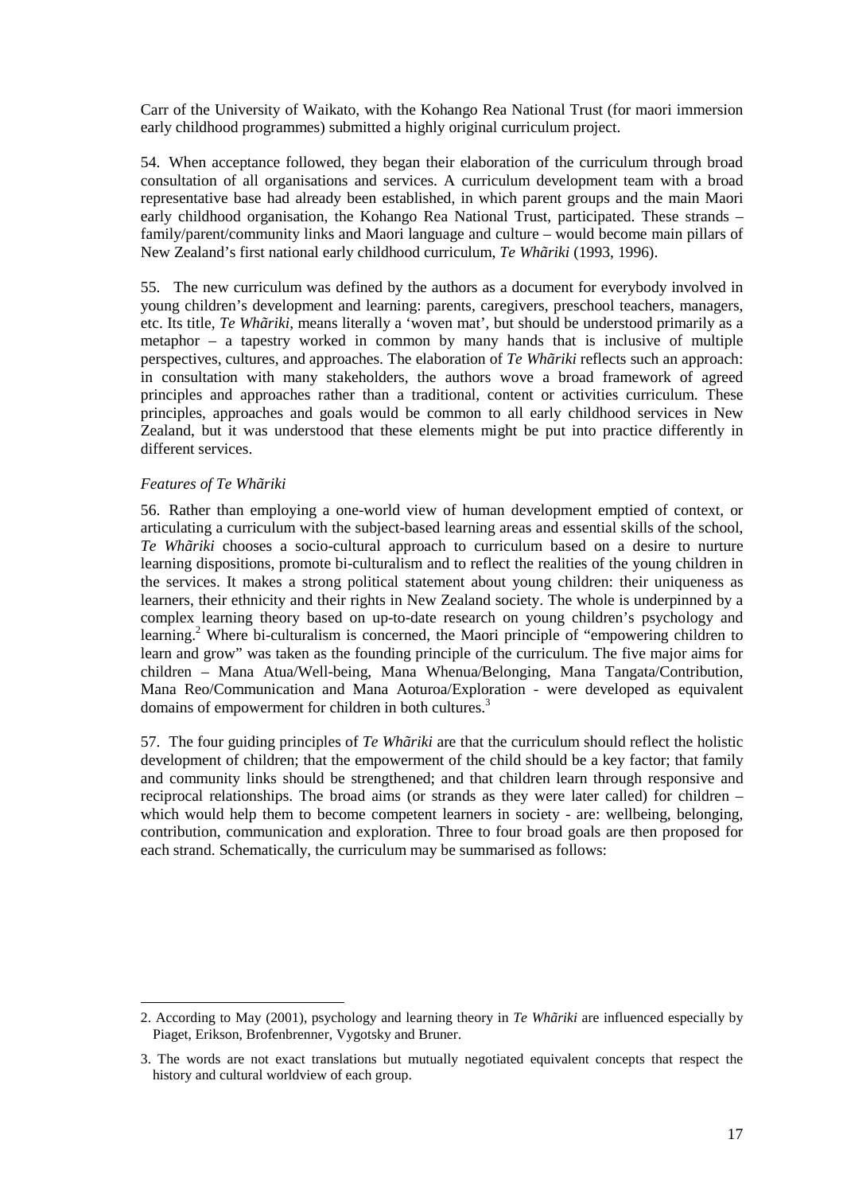Carr of the University of Waikato, with the Kohango Rea National Trust (for maori immersion early childhood programmes) submitted a highly original curriculum project.

54. When acceptance followed, they began their elaboration of the curriculum through broad consultation of all organisations and services. A curriculum development team with a broad representative base had already been established, in which parent groups and the main Maori early childhood organisation, the Kohango Rea National Trust, participated. These strands – family/parent/community links and Maori language and culture – would become main pillars of New Zealand's first national early childhood curriculum, *Te Whãriki* (1993, 1996).

55. The new curriculum was defined by the authors as a document for everybody involved in young children's development and learning: parents, caregivers, preschool teachers, managers, etc. Its title, *Te Whãriki*, means literally a 'woven mat', but should be understood primarily as a metaphor – a tapestry worked in common by many hands that is inclusive of multiple perspectives, cultures, and approaches. The elaboration of *Te Whãriki* reflects such an approach: in consultation with many stakeholders, the authors wove a broad framework of agreed principles and approaches rather than a traditional, content or activities curriculum. These principles, approaches and goals would be common to all early childhood services in New Zealand, but it was understood that these elements might be put into practice differently in different services.

*Features of Te Whãriki*

56. Rather than employing a one-world view of human development emptied of context, or articulating a curriculum with the subject-based learning areas and essential skills of the school, *Te Whãriki* chooses a socio-cultural approach to curriculum based on a desire to nurture learning dispositions, promote bi-culturalism and to reflect the realities of the young children in the services. It makes a strong political statement about young children: their uniqueness as learners, their ethnicity and their rights in New Zealand society. The whole is underpinned by a complex learning theory based on up-to-date research on young children's psychology and learning.[2] Where bi-culturalism is concerned, the Maori principle of "empowering children to learn and grow" was taken as the founding principle of the curriculum. The five major aims for children – Mana Atua/Well-being, Mana Whenua/Belonging, Mana Tangata/Contribution, Mana Reo/Communication and Mana Aoturoa/Exploration - were developed as equivalent domains of empowerment for children in both cultures.[3]

57. The four guiding principles of *Te Whãriki* are that the curriculum should reflect the holistic development of children; that the empowerment of the child should be a key factor; that family and community links should be strengthened; and that children learn through responsive and reciprocal relationships. The broad aims (or strands as they were later called) for children – which would help them to become competent learners in society - are: wellbeing, belonging, contribution, communication and exploration. Three to four broad goals are then proposed for each strand. Schematically, the curriculum may be summarised as follows:

---

2. According to May (2001), psychology and learning theory in *Te Whãriki* are influenced especially by Piaget, Erikson, Brofenbrenner, Vygotsky and Bruner.

3. The words are not exact translations but mutually negotiated equivalent concepts that respect the history and cultural worldview of each group.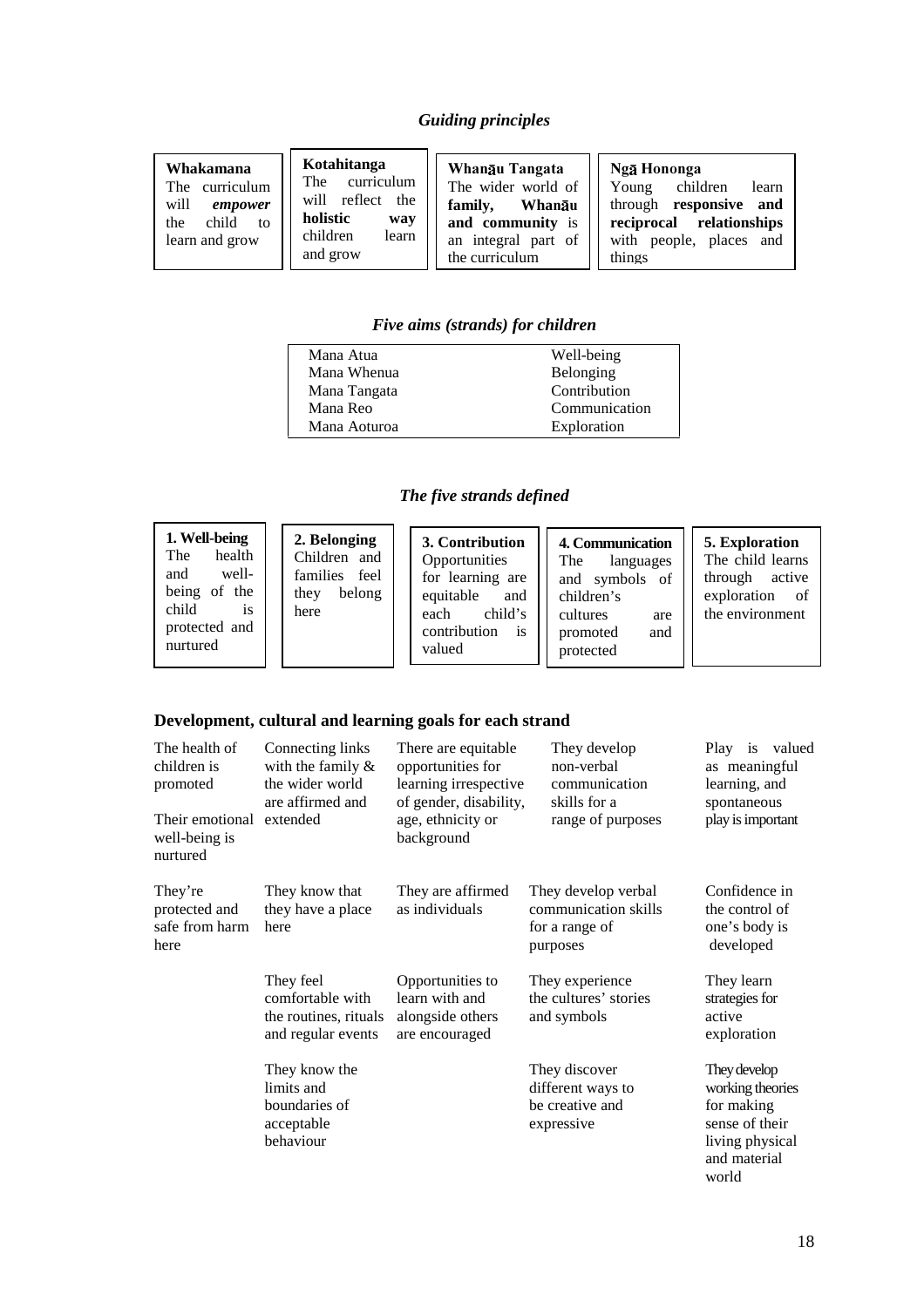### *Guiding principles*

| **Whakamana** | **Kotahitanga** | **Whanāu Tangata** | **Ngā Hononga** |
|---|---|---|---|
| The curriculum will ***empower*** the child to learn and grow | The curriculum will reflect the **holistic way** children learn and grow | The wider world of **family, Whanāu and community** is an integral part of the curriculum | Young children learn through **responsive and reciprocal relationships** with people, places and things |

### *Five aims (strands) for children*

| | |
|---|---|
| Mana Atua | Well-being |
| Mana Whenua | Belonging |
| Mana Tangata | Contribution |
| Mana Reo | Communication |
| Mana Aoturoa | Exploration |

### *The five strands defined*

| **1. Well-being** | **2. Belonging** | **3. Contribution** | **4. Communication** | **5. Exploration** |
|---|---|---|---|---|
| The health and well-being of the child is protected and nurtured | Children and families feel they belong here | Opportunities for learning are equitable and each child's contribution is valued | The languages and symbols of children's cultures are promoted and protected | The child learns through active exploration of the environment |

### Development, cultural and learning goals for each strand

| Well-being | Belonging | Contribution | Communication | Exploration |
|---|---|---|---|---|
| The health of children is promoted<br><br>Their emotional well-being is nurtured | Connecting links with the family & the wider world are affirmed and extended | There are equitable opportunities for learning irrespective of gender, disability, age, ethnicity or background | They develop non-verbal communication skills for a range of purposes | Play is valued as meaningful learning, and spontaneous play is important |
| They're protected and safe from harm here | They know that they have a place here | They are affirmed as individuals | They develop verbal communication skills for a range of purposes | Confidence in the control of one's body is developed |
| | They feel comfortable with the routines, rituals and regular events | Opportunities to learn with and alongside others are encouraged | They experience the cultures' stories and symbols | They learn strategies for active exploration |
| | They know the limits and boundaries of acceptable behaviour | | They discover different ways to be creative and expressive | They develop working theories for making sense of their living physical and material world |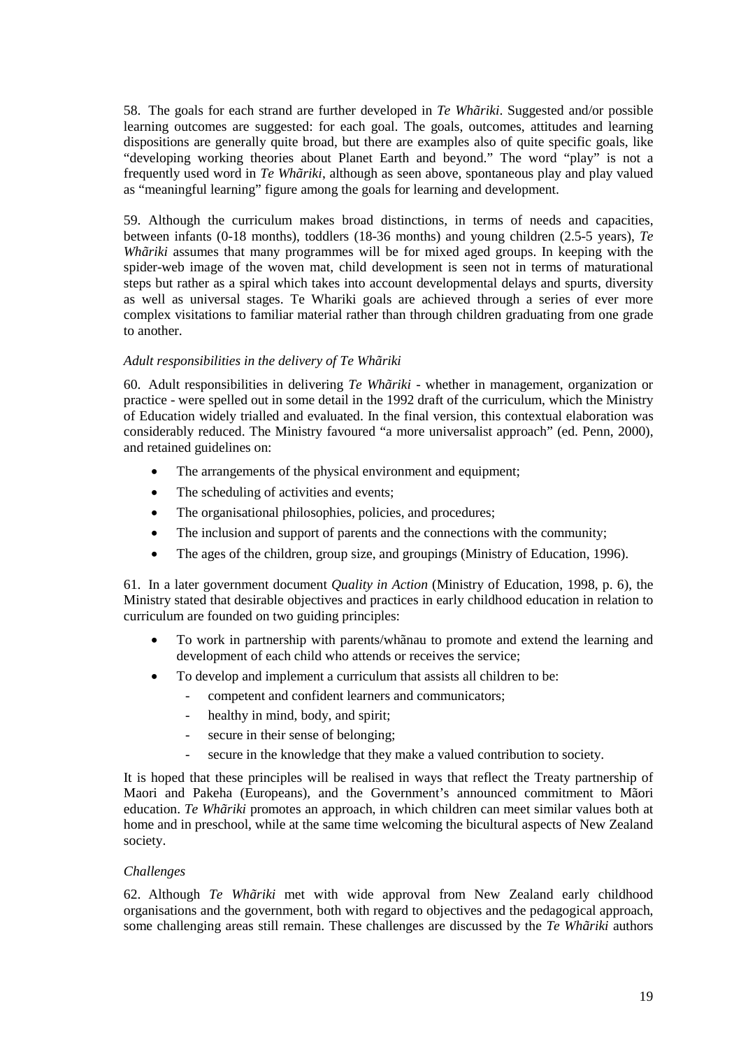58. The goals for each strand are further developed in *Te Whãriki*. Suggested and/or possible learning outcomes are suggested: for each goal. The goals, outcomes, attitudes and learning dispositions are generally quite broad, but there are examples also of quite specific goals, like "developing working theories about Planet Earth and beyond." The word "play" is not a frequently used word in *Te Whãriki*, although as seen above, spontaneous play and play valued as "meaningful learning" figure among the goals for learning and development.

59. Although the curriculum makes broad distinctions, in terms of needs and capacities, between infants (0-18 months), toddlers (18-36 months) and young children (2.5-5 years), *Te Whãriki* assumes that many programmes will be for mixed aged groups. In keeping with the spider-web image of the woven mat, child development is seen not in terms of maturational steps but rather as a spiral which takes into account developmental delays and spurts, diversity as well as universal stages. Te Whariki goals are achieved through a series of ever more complex visitations to familiar material rather than through children graduating from one grade to another.

*Adult responsibilities in the delivery of Te Whãriki*

60. Adult responsibilities in delivering *Te Whãriki* - whether in management, organization or practice - were spelled out in some detail in the 1992 draft of the curriculum, which the Ministry of Education widely trialled and evaluated. In the final version, this contextual elaboration was considerably reduced. The Ministry favoured "a more universalist approach" (ed. Penn, 2000), and retained guidelines on:

- The arrangements of the physical environment and equipment;
- The scheduling of activities and events;
- The organisational philosophies, policies, and procedures;
- The inclusion and support of parents and the connections with the community;
- The ages of the children, group size, and groupings (Ministry of Education, 1996).

61. In a later government document *Quality in Action* (Ministry of Education, 1998, p. 6), the Ministry stated that desirable objectives and practices in early childhood education in relation to curriculum are founded on two guiding principles:

- To work in partnership with parents/whãnau to promote and extend the learning and development of each child who attends or receives the service;
- To develop and implement a curriculum that assists all children to be:
  - competent and confident learners and communicators;
  - healthy in mind, body, and spirit;
  - secure in their sense of belonging;
  - secure in the knowledge that they make a valued contribution to society.

It is hoped that these principles will be realised in ways that reflect the Treaty partnership of Maori and Pakeha (Europeans), and the Government's announced commitment to Mãori education. *Te Whãriki* promotes an approach, in which children can meet similar values both at home and in preschool, while at the same time welcoming the bicultural aspects of New Zealand society.

*Challenges*

62. Although *Te Whãriki* met with wide approval from New Zealand early childhood organisations and the government, both with regard to objectives and the pedagogical approach, some challenging areas still remain. These challenges are discussed by the *Te Whãriki* authors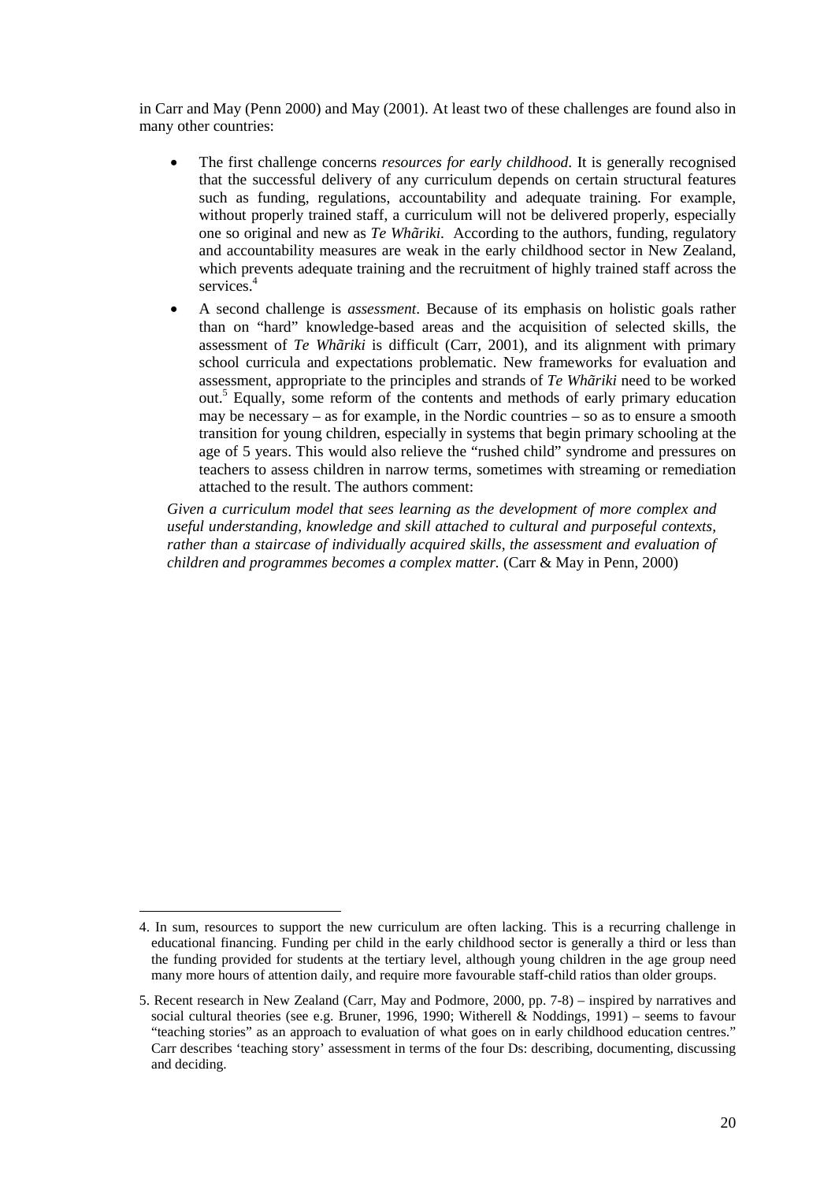in Carr and May (Penn 2000) and May (2001). At least two of these challenges are found also in many other countries:

- The first challenge concerns *resources for early childhood*. It is generally recognised that the successful delivery of any curriculum depends on certain structural features such as funding, regulations, accountability and adequate training. For example, without properly trained staff, a curriculum will not be delivered properly, especially one so original and new as *Te Whãriki*. According to the authors, funding, regulatory and accountability measures are weak in the early childhood sector in New Zealand, which prevents adequate training and the recruitment of highly trained staff across the services.[4]
- A second challenge is *assessment*. Because of its emphasis on holistic goals rather than on "hard" knowledge-based areas and the acquisition of selected skills, the assessment of *Te Whãriki* is difficult (Carr, 2001), and its alignment with primary school curricula and expectations problematic. New frameworks for evaluation and assessment, appropriate to the principles and strands of *Te Whãriki* need to be worked out.[5] Equally, some reform of the contents and methods of early primary education may be necessary – as for example, in the Nordic countries – so as to ensure a smooth transition for young children, especially in systems that begin primary schooling at the age of 5 years. This would also relieve the "rushed child" syndrome and pressures on teachers to assess children in narrow terms, sometimes with streaming or remediation attached to the result. The authors comment:

*Given a curriculum model that sees learning as the development of more complex and useful understanding, knowledge and skill attached to cultural and purposeful contexts, rather than a staircase of individually acquired skills, the assessment and evaluation of children and programmes becomes a complex matter.* (Carr & May in Penn, 2000)

---

4. In sum, resources to support the new curriculum are often lacking. This is a recurring challenge in educational financing. Funding per child in the early childhood sector is generally a third or less than the funding provided for students at the tertiary level, although young children in the age group need many more hours of attention daily, and require more favourable staff-child ratios than older groups.

5. Recent research in New Zealand (Carr, May and Podmore, 2000, pp. 7-8) – inspired by narratives and social cultural theories (see e.g. Bruner, 1996, 1990; Witherell & Noddings, 1991) – seems to favour "teaching stories" as an approach to evaluation of what goes on in early childhood education centres." Carr describes 'teaching story' assessment in terms of the four Ds: describing, documenting, discussing and deciding.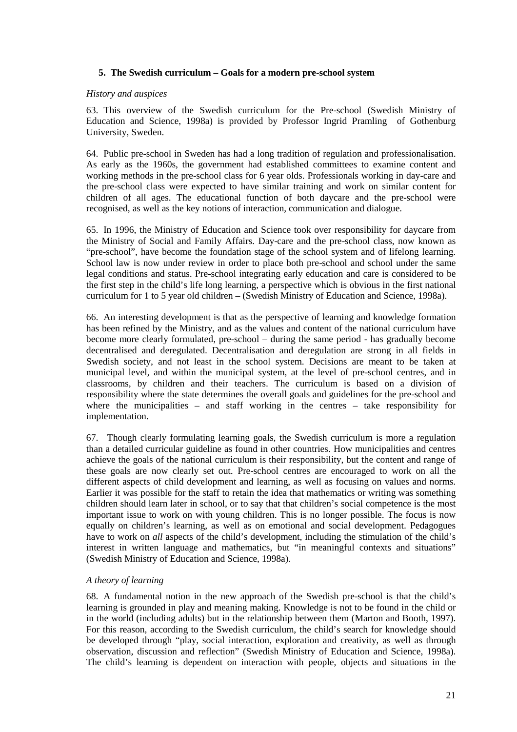## 5. The Swedish curriculum – Goals for a modern pre-school system

*History and auspices*

63. This overview of the Swedish curriculum for the Pre-school (Swedish Ministry of Education and Science, 1998a) is provided by Professor Ingrid Pramling of Gothenburg University, Sweden.

64. Public pre-school in Sweden has had a long tradition of regulation and professionalisation. As early as the 1960s, the government had established committees to examine content and working methods in the pre-school class for 6 year olds. Professionals working in day-care and the pre-school class were expected to have similar training and work on similar content for children of all ages. The educational function of both daycare and the pre-school were recognised, as well as the key notions of interaction, communication and dialogue.

65. In 1996, the Ministry of Education and Science took over responsibility for daycare from the Ministry of Social and Family Affairs. Day-care and the pre-school class, now known as "pre-school", have become the foundation stage of the school system and of lifelong learning. School law is now under review in order to place both pre-school and school under the same legal conditions and status. Pre-school integrating early education and care is considered to be the first step in the child's life long learning, a perspective which is obvious in the first national curriculum for 1 to 5 year old children – (Swedish Ministry of Education and Science, 1998a).

66. An interesting development is that as the perspective of learning and knowledge formation has been refined by the Ministry, and as the values and content of the national curriculum have become more clearly formulated, pre-school – during the same period - has gradually become decentralised and deregulated. Decentralisation and deregulation are strong in all fields in Swedish society, and not least in the school system. Decisions are meant to be taken at municipal level, and within the municipal system, at the level of pre-school centres, and in classrooms, by children and their teachers. The curriculum is based on a division of responsibility where the state determines the overall goals and guidelines for the pre-school and where the municipalities – and staff working in the centres – take responsibility for implementation.

67. Though clearly formulating learning goals, the Swedish curriculum is more a regulation than a detailed curricular guideline as found in other countries. How municipalities and centres achieve the goals of the national curriculum is their responsibility, but the content and range of these goals are now clearly set out. Pre-school centres are encouraged to work on all the different aspects of child development and learning, as well as focusing on values and norms. Earlier it was possible for the staff to retain the idea that mathematics or writing was something children should learn later in school, or to say that that children's social competence is the most important issue to work on with young children. This is no longer possible. The focus is now equally on children's learning, as well as on emotional and social development. Pedagogues have to work on *all* aspects of the child's development, including the stimulation of the child's interest in written language and mathematics, but "in meaningful contexts and situations" (Swedish Ministry of Education and Science, 1998a).

*A theory of learning*

68. A fundamental notion in the new approach of the Swedish pre-school is that the child's learning is grounded in play and meaning making. Knowledge is not to be found in the child or in the world (including adults) but in the relationship between them (Marton and Booth, 1997). For this reason, according to the Swedish curriculum, the child's search for knowledge should be developed through "play, social interaction, exploration and creativity, as well as through observation, discussion and reflection" (Swedish Ministry of Education and Science, 1998a). The child's learning is dependent on interaction with people, objects and situations in the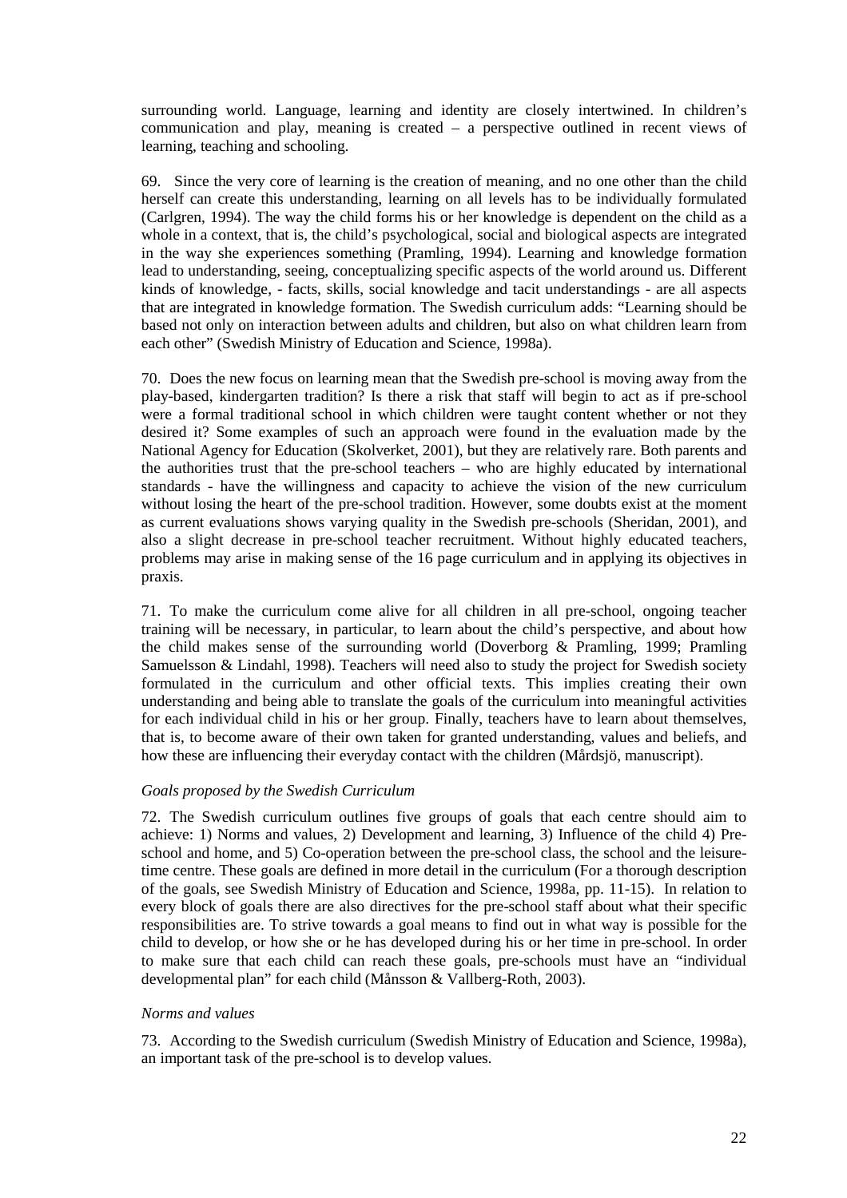surrounding world. Language, learning and identity are closely intertwined. In children's communication and play, meaning is created – a perspective outlined in recent views of learning, teaching and schooling.

69. Since the very core of learning is the creation of meaning, and no one other than the child herself can create this understanding, learning on all levels has to be individually formulated (Carlgren, 1994). The way the child forms his or her knowledge is dependent on the child as a whole in a context, that is, the child's psychological, social and biological aspects are integrated in the way she experiences something (Pramling, 1994). Learning and knowledge formation lead to understanding, seeing, conceptualizing specific aspects of the world around us. Different kinds of knowledge, - facts, skills, social knowledge and tacit understandings - are all aspects that are integrated in knowledge formation. The Swedish curriculum adds: "Learning should be based not only on interaction between adults and children, but also on what children learn from each other" (Swedish Ministry of Education and Science, 1998a).

70. Does the new focus on learning mean that the Swedish pre-school is moving away from the play-based, kindergarten tradition? Is there a risk that staff will begin to act as if pre-school were a formal traditional school in which children were taught content whether or not they desired it? Some examples of such an approach were found in the evaluation made by the National Agency for Education (Skolverket, 2001), but they are relatively rare. Both parents and the authorities trust that the pre-school teachers – who are highly educated by international standards - have the willingness and capacity to achieve the vision of the new curriculum without losing the heart of the pre-school tradition. However, some doubts exist at the moment as current evaluations shows varying quality in the Swedish pre-schools (Sheridan, 2001), and also a slight decrease in pre-school teacher recruitment. Without highly educated teachers, problems may arise in making sense of the 16 page curriculum and in applying its objectives in praxis.

71. To make the curriculum come alive for all children in all pre-school, ongoing teacher training will be necessary, in particular, to learn about the child's perspective, and about how the child makes sense of the surrounding world (Doverborg & Pramling, 1999; Pramling Samuelsson & Lindahl, 1998). Teachers will need also to study the project for Swedish society formulated in the curriculum and other official texts. This implies creating their own understanding and being able to translate the goals of the curriculum into meaningful activities for each individual child in his or her group. Finally, teachers have to learn about themselves, that is, to become aware of their own taken for granted understanding, values and beliefs, and how these are influencing their everyday contact with the children (Mårdsjö, manuscript).

*Goals proposed by the Swedish Curriculum*

72. The Swedish curriculum outlines five groups of goals that each centre should aim to achieve: 1) Norms and values, 2) Development and learning, 3) Influence of the child 4) Pre-school and home, and 5) Co-operation between the pre-school class, the school and the leisure-time centre. These goals are defined in more detail in the curriculum (For a thorough description of the goals, see Swedish Ministry of Education and Science, 1998a, pp. 11-15). In relation to every block of goals there are also directives for the pre-school staff about what their specific responsibilities are. To strive towards a goal means to find out in what way is possible for the child to develop, or how she or he has developed during his or her time in pre-school. In order to make sure that each child can reach these goals, pre-schools must have an "individual developmental plan" for each child (Månsson & Vallberg-Roth, 2003).

*Norms and values*

73. According to the Swedish curriculum (Swedish Ministry of Education and Science, 1998a), an important task of the pre-school is to develop values.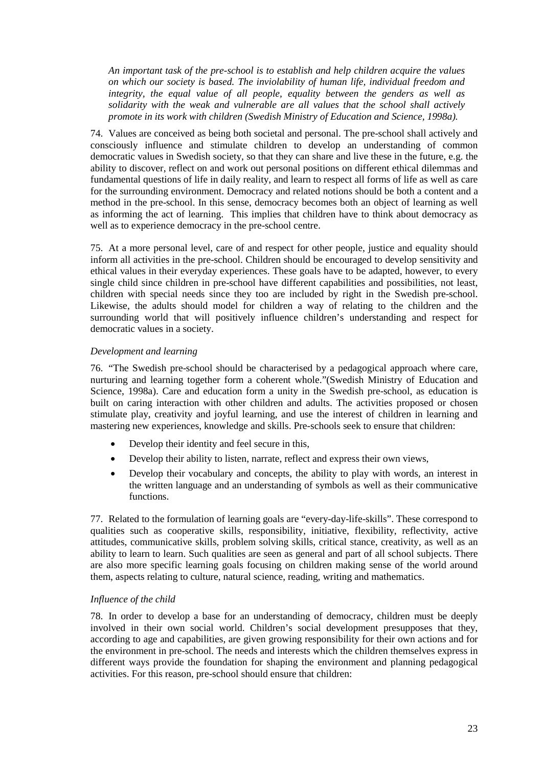*An important task of the pre-school is to establish and help children acquire the values on which our society is based. The inviolability of human life, individual freedom and integrity, the equal value of all people, equality between the genders as well as solidarity with the weak and vulnerable are all values that the school shall actively promote in its work with children (Swedish Ministry of Education and Science, 1998a).*

74. Values are conceived as being both societal and personal. The pre-school shall actively and consciously influence and stimulate children to develop an understanding of common democratic values in Swedish society, so that they can share and live these in the future, e.g. the ability to discover, reflect on and work out personal positions on different ethical dilemmas and fundamental questions of life in daily reality, and learn to respect all forms of life as well as care for the surrounding environment. Democracy and related notions should be both a content and a method in the pre-school. In this sense, democracy becomes both an object of learning as well as informing the act of learning. This implies that children have to think about democracy as well as to experience democracy in the pre-school centre.

75. At a more personal level, care of and respect for other people, justice and equality should inform all activities in the pre-school. Children should be encouraged to develop sensitivity and ethical values in their everyday experiences. These goals have to be adapted, however, to every single child since children in pre-school have different capabilities and possibilities, not least, children with special needs since they too are included by right in the Swedish pre-school. Likewise, the adults should model for children a way of relating to the children and the surrounding world that will positively influence children's understanding and respect for democratic values in a society.

*Development and learning*

76. "The Swedish pre-school should be characterised by a pedagogical approach where care, nurturing and learning together form a coherent whole."(Swedish Ministry of Education and Science, 1998a). Care and education form a unity in the Swedish pre-school, as education is built on caring interaction with other children and adults. The activities proposed or chosen stimulate play, creativity and joyful learning, and use the interest of children in learning and mastering new experiences, knowledge and skills. Pre-schools seek to ensure that children:

- Develop their identity and feel secure in this,
- Develop their ability to listen, narrate, reflect and express their own views,
- Develop their vocabulary and concepts, the ability to play with words, an interest in the written language and an understanding of symbols as well as their communicative functions.

77. Related to the formulation of learning goals are "every-day-life-skills". These correspond to qualities such as cooperative skills, responsibility, initiative, flexibility, reflectivity, active attitudes, communicative skills, problem solving skills, critical stance, creativity, as well as an ability to learn to learn. Such qualities are seen as general and part of all school subjects. There are also more specific learning goals focusing on children making sense of the world around them, aspects relating to culture, natural science, reading, writing and mathematics.

*Influence of the child*

78. In order to develop a base for an understanding of democracy, children must be deeply involved in their own social world. Children's social development presupposes that they, according to age and capabilities, are given growing responsibility for their own actions and for the environment in pre-school. The needs and interests which the children themselves express in different ways provide the foundation for shaping the environment and planning pedagogical activities. For this reason, pre-school should ensure that children: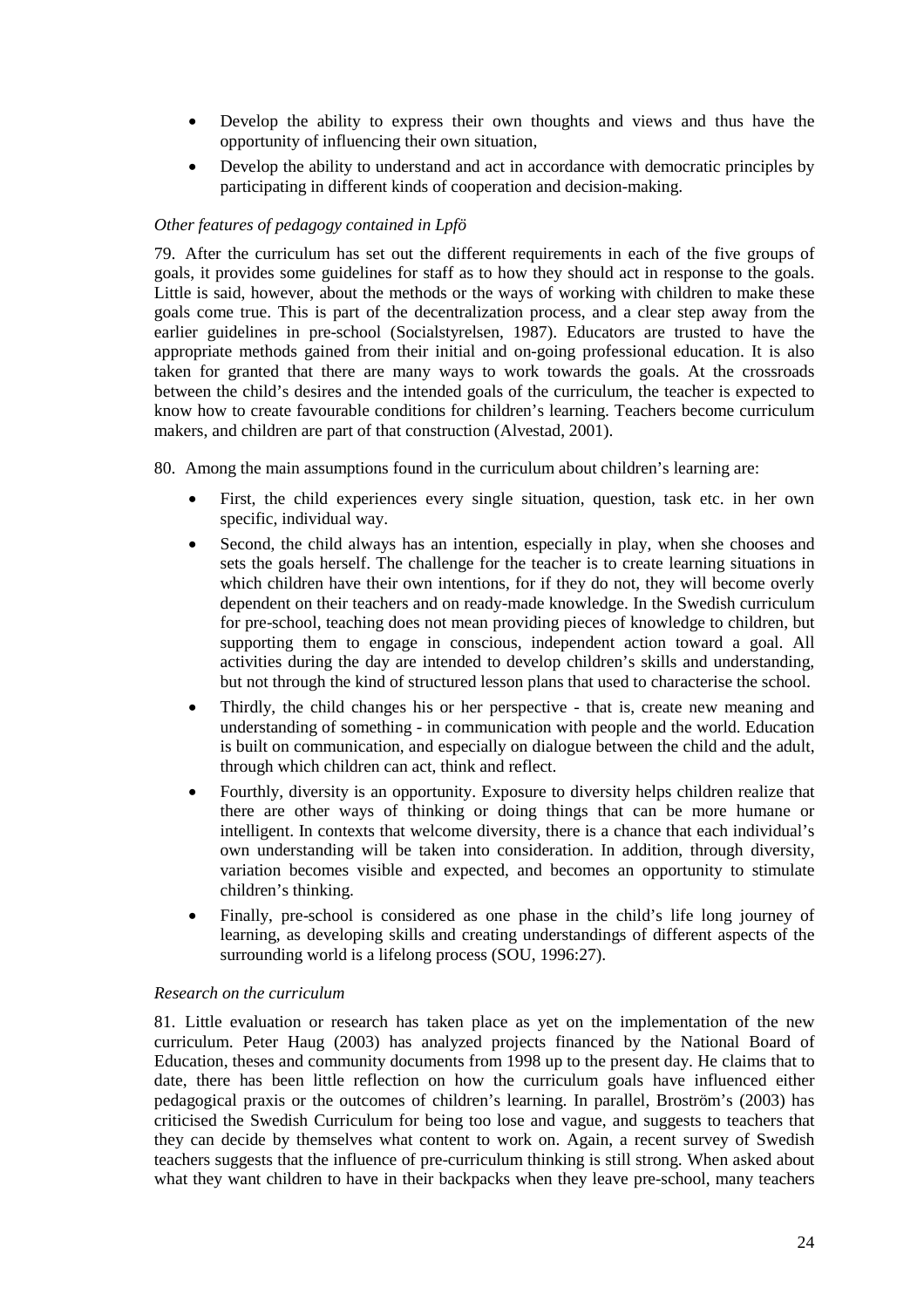- Develop the ability to express their own thoughts and views and thus have the opportunity of influencing their own situation,
- Develop the ability to understand and act in accordance with democratic principles by participating in different kinds of cooperation and decision-making.

*Other features of pedagogy contained in Lpfö*

79. After the curriculum has set out the different requirements in each of the five groups of goals, it provides some guidelines for staff as to how they should act in response to the goals. Little is said, however, about the methods or the ways of working with children to make these goals come true. This is part of the decentralization process, and a clear step away from the earlier guidelines in pre-school (Socialstyrelsen, 1987). Educators are trusted to have the appropriate methods gained from their initial and on-going professional education. It is also taken for granted that there are many ways to work towards the goals. At the crossroads between the child's desires and the intended goals of the curriculum, the teacher is expected to know how to create favourable conditions for children's learning. Teachers become curriculum makers, and children are part of that construction (Alvestad, 2001).

80. Among the main assumptions found in the curriculum about children's learning are:

- First, the child experiences every single situation, question, task etc. in her own specific, individual way.
- Second, the child always has an intention, especially in play, when she chooses and sets the goals herself. The challenge for the teacher is to create learning situations in which children have their own intentions, for if they do not, they will become overly dependent on their teachers and on ready-made knowledge. In the Swedish curriculum for pre-school, teaching does not mean providing pieces of knowledge to children, but supporting them to engage in conscious, independent action toward a goal. All activities during the day are intended to develop children's skills and understanding, but not through the kind of structured lesson plans that used to characterise the school.
- Thirdly, the child changes his or her perspective - that is, create new meaning and understanding of something - in communication with people and the world. Education is built on communication, and especially on dialogue between the child and the adult, through which children can act, think and reflect.
- Fourthly, diversity is an opportunity. Exposure to diversity helps children realize that there are other ways of thinking or doing things that can be more humane or intelligent. In contexts that welcome diversity, there is a chance that each individual's own understanding will be taken into consideration. In addition, through diversity, variation becomes visible and expected, and becomes an opportunity to stimulate children's thinking.
- Finally, pre-school is considered as one phase in the child's life long journey of learning, as developing skills and creating understandings of different aspects of the surrounding world is a lifelong process (SOU, 1996:27).

*Research on the curriculum*

81. Little evaluation or research has taken place as yet on the implementation of the new curriculum. Peter Haug (2003) has analyzed projects financed by the National Board of Education, theses and community documents from 1998 up to the present day. He claims that to date, there has been little reflection on how the curriculum goals have influenced either pedagogical praxis or the outcomes of children's learning. In parallel, Broström's (2003) has criticised the Swedish Curriculum for being too lose and vague, and suggests to teachers that they can decide by themselves what content to work on. Again, a recent survey of Swedish teachers suggests that the influence of pre-curriculum thinking is still strong. When asked about what they want children to have in their backpacks when they leave pre-school, many teachers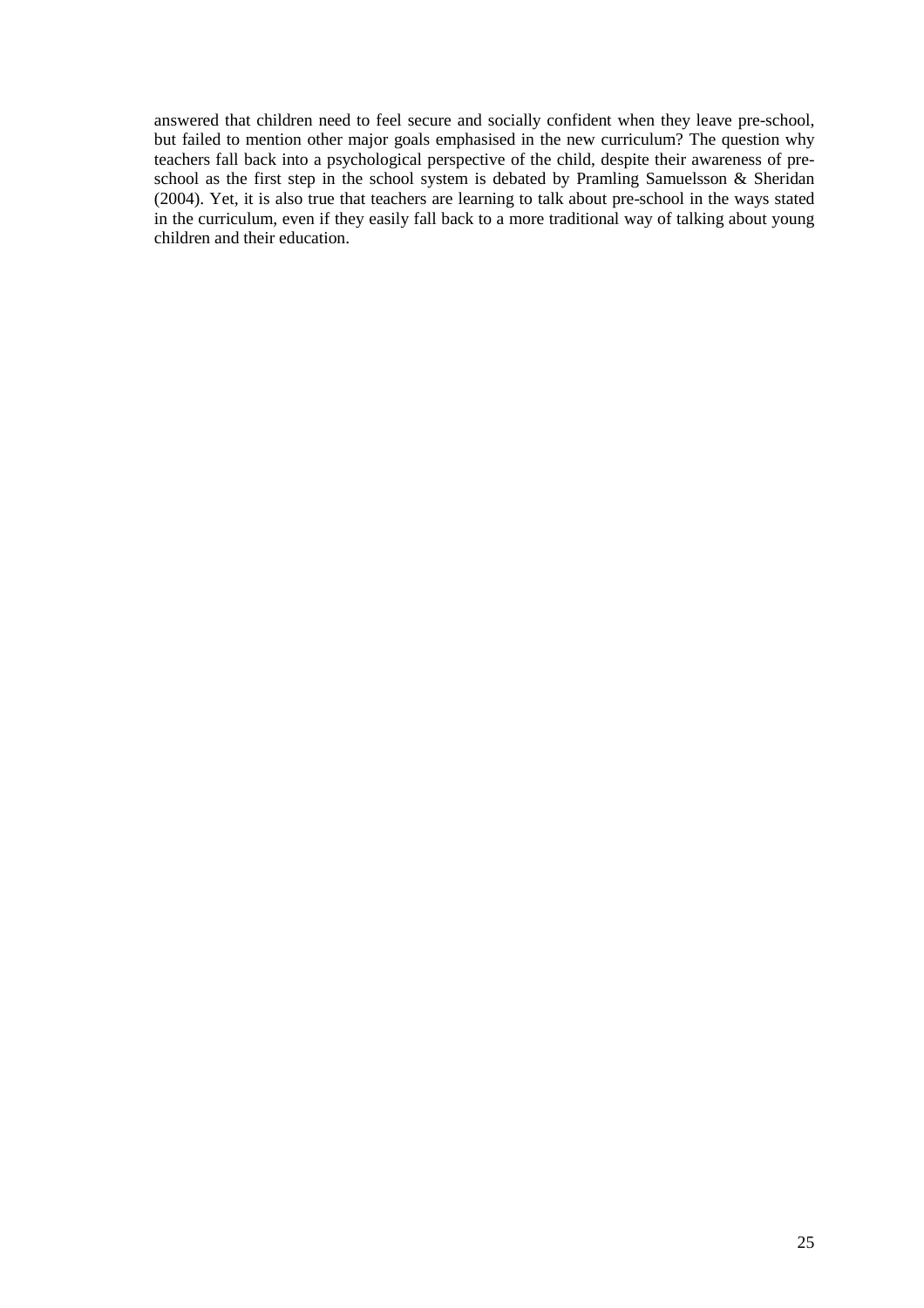answered that children need to feel secure and socially confident when they leave pre-school, but failed to mention other major goals emphasised in the new curriculum? The question why teachers fall back into a psychological perspective of the child, despite their awareness of pre-school as the first step in the school system is debated by Pramling Samuelsson & Sheridan (2004). Yet, it is also true that teachers are learning to talk about pre-school in the ways stated in the curriculum, even if they easily fall back to a more traditional way of talking about young children and their education.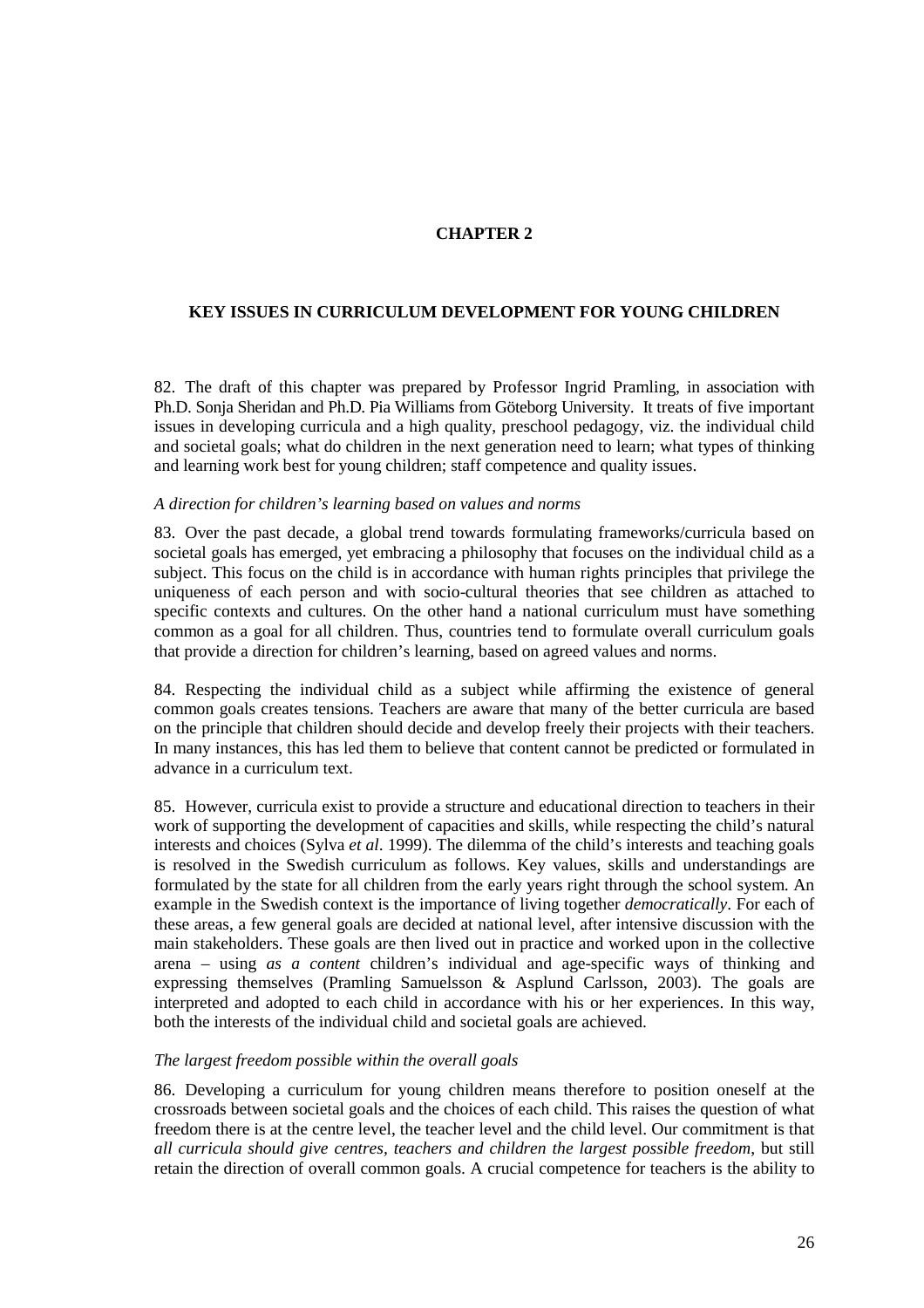**CHAPTER 2**

# KEY ISSUES IN CURRICULUM DEVELOPMENT FOR YOUNG CHILDREN

82. The draft of this chapter was prepared by Professor Ingrid Pramling, in association with Ph.D. Sonja Sheridan and Ph.D. Pia Williams from Göteborg University. It treats of five important issues in developing curricula and a high quality, preschool pedagogy, viz. the individual child and societal goals; what do children in the next generation need to learn; what types of thinking and learning work best for young children; staff competence and quality issues.

*A direction for children's learning based on values and norms*

83. Over the past decade, a global trend towards formulating frameworks/curricula based on societal goals has emerged, yet embracing a philosophy that focuses on the individual child as a subject. This focus on the child is in accordance with human rights principles that privilege the uniqueness of each person and with socio-cultural theories that see children as attached to specific contexts and cultures. On the other hand a national curriculum must have something common as a goal for all children. Thus, countries tend to formulate overall curriculum goals that provide a direction for children's learning, based on agreed values and norms.

84. Respecting the individual child as a subject while affirming the existence of general common goals creates tensions. Teachers are aware that many of the better curricula are based on the principle that children should decide and develop freely their projects with their teachers. In many instances, this has led them to believe that content cannot be predicted or formulated in advance in a curriculum text.

85. However, curricula exist to provide a structure and educational direction to teachers in their work of supporting the development of capacities and skills, while respecting the child's natural interests and choices (Sylva *et al*. 1999). The dilemma of the child's interests and teaching goals is resolved in the Swedish curriculum as follows. Key values, skills and understandings are formulated by the state for all children from the early years right through the school system. An example in the Swedish context is the importance of living together *democratically*. For each of these areas, a few general goals are decided at national level, after intensive discussion with the main stakeholders. These goals are then lived out in practice and worked upon in the collective arena – using *as a content* children's individual and age-specific ways of thinking and expressing themselves (Pramling Samuelsson & Asplund Carlsson, 2003). The goals are interpreted and adopted to each child in accordance with his or her experiences. In this way, both the interests of the individual child and societal goals are achieved.

*The largest freedom possible within the overall goals*

86. Developing a curriculum for young children means therefore to position oneself at the crossroads between societal goals and the choices of each child. This raises the question of what freedom there is at the centre level, the teacher level and the child level. Our commitment is that *all curricula should give centres, teachers and children the largest possible freedom*, but still retain the direction of overall common goals. A crucial competence for teachers is the ability to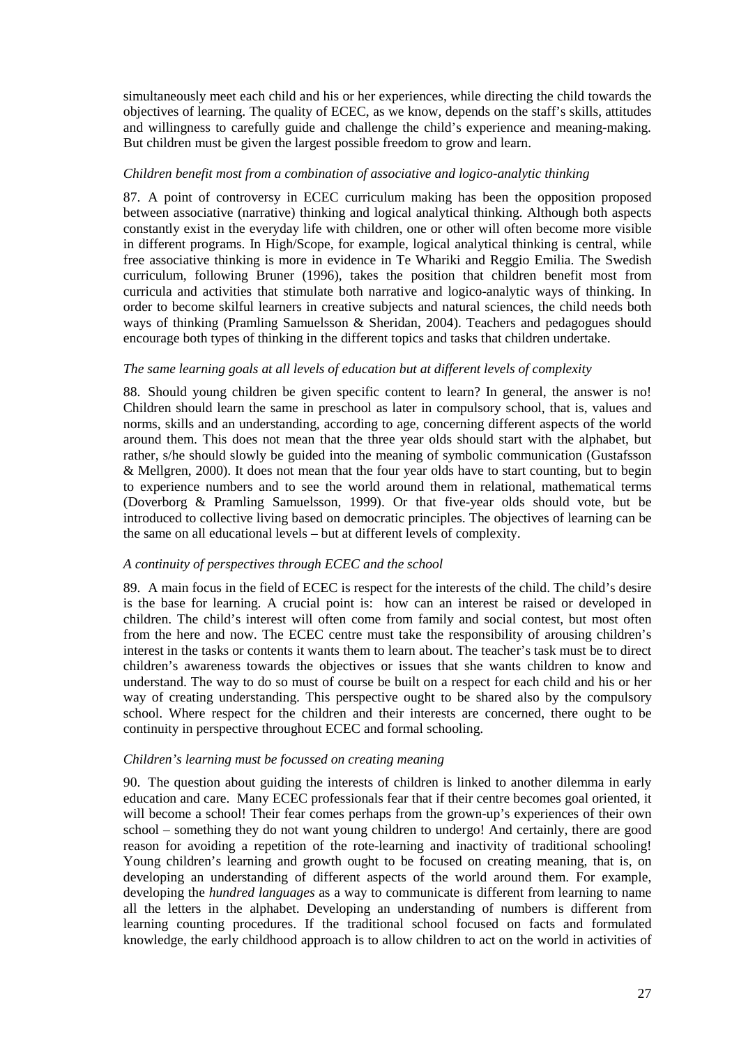simultaneously meet each child and his or her experiences, while directing the child towards the objectives of learning. The quality of ECEC, as we know, depends on the staff's skills, attitudes and willingness to carefully guide and challenge the child's experience and meaning-making. But children must be given the largest possible freedom to grow and learn.

*Children benefit most from a combination of associative and logico-analytic thinking*

87. A point of controversy in ECEC curriculum making has been the opposition proposed between associative (narrative) thinking and logical analytical thinking. Although both aspects constantly exist in the everyday life with children, one or other will often become more visible in different programs. In High/Scope, for example, logical analytical thinking is central, while free associative thinking is more in evidence in Te Whariki and Reggio Emilia. The Swedish curriculum, following Bruner (1996), takes the position that children benefit most from curricula and activities that stimulate both narrative and logico-analytic ways of thinking. In order to become skilful learners in creative subjects and natural sciences, the child needs both ways of thinking (Pramling Samuelsson & Sheridan, 2004). Teachers and pedagogues should encourage both types of thinking in the different topics and tasks that children undertake.

*The same learning goals at all levels of education but at different levels of complexity*

88. Should young children be given specific content to learn? In general, the answer is no! Children should learn the same in preschool as later in compulsory school, that is, values and norms, skills and an understanding, according to age, concerning different aspects of the world around them. This does not mean that the three year olds should start with the alphabet, but rather, s/he should slowly be guided into the meaning of symbolic communication (Gustafsson & Mellgren, 2000). It does not mean that the four year olds have to start counting, but to begin to experience numbers and to see the world around them in relational, mathematical terms (Doverborg & Pramling Samuelsson, 1999). Or that five-year olds should vote, but be introduced to collective living based on democratic principles. The objectives of learning can be the same on all educational levels – but at different levels of complexity.

*A continuity of perspectives through ECEC and the school*

89. A main focus in the field of ECEC is respect for the interests of the child. The child's desire is the base for learning. A crucial point is: how can an interest be raised or developed in children. The child's interest will often come from family and social contest, but most often from the here and now. The ECEC centre must take the responsibility of arousing children's interest in the tasks or contents it wants them to learn about. The teacher's task must be to direct children's awareness towards the objectives or issues that she wants children to know and understand. The way to do so must of course be built on a respect for each child and his or her way of creating understanding. This perspective ought to be shared also by the compulsory school. Where respect for the children and their interests are concerned, there ought to be continuity in perspective throughout ECEC and formal schooling.

*Children's learning must be focussed on creating meaning*

90. The question about guiding the interests of children is linked to another dilemma in early education and care. Many ECEC professionals fear that if their centre becomes goal oriented, it will become a school! Their fear comes perhaps from the grown-up's experiences of their own school – something they do not want young children to undergo! And certainly, there are good reason for avoiding a repetition of the rote-learning and inactivity of traditional schooling! Young children's learning and growth ought to be focused on creating meaning, that is, on developing an understanding of different aspects of the world around them. For example, developing the *hundred languages* as a way to communicate is different from learning to name all the letters in the alphabet. Developing an understanding of numbers is different from learning counting procedures. If the traditional school focused on facts and formulated knowledge, the early childhood approach is to allow children to act on the world in activities of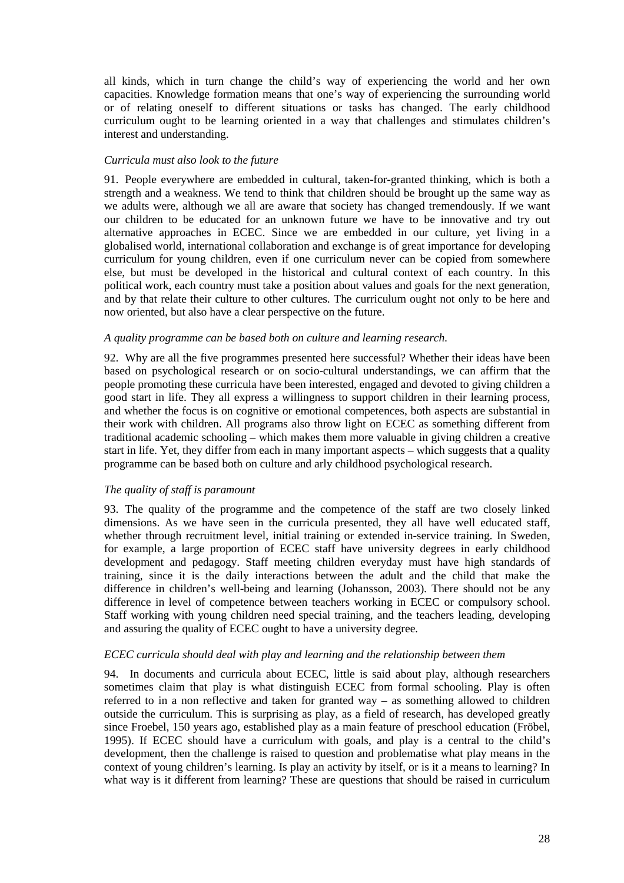all kinds, which in turn change the child's way of experiencing the world and her own capacities. Knowledge formation means that one's way of experiencing the surrounding world or of relating oneself to different situations or tasks has changed. The early childhood curriculum ought to be learning oriented in a way that challenges and stimulates children's interest and understanding.

*Curricula must also look to the future*

91. People everywhere are embedded in cultural, taken-for-granted thinking, which is both a strength and a weakness. We tend to think that children should be brought up the same way as we adults were, although we all are aware that society has changed tremendously. If we want our children to be educated for an unknown future we have to be innovative and try out alternative approaches in ECEC. Since we are embedded in our culture, yet living in a globalised world, international collaboration and exchange is of great importance for developing curriculum for young children, even if one curriculum never can be copied from somewhere else, but must be developed in the historical and cultural context of each country. In this political work, each country must take a position about values and goals for the next generation, and by that relate their culture to other cultures. The curriculum ought not only to be here and now oriented, but also have a clear perspective on the future.

*A quality programme can be based both on culture and learning research.*

92. Why are all the five programmes presented here successful? Whether their ideas have been based on psychological research or on socio-cultural understandings, we can affirm that the people promoting these curricula have been interested, engaged and devoted to giving children a good start in life. They all express a willingness to support children in their learning process, and whether the focus is on cognitive or emotional competences, both aspects are substantial in their work with children. All programs also throw light on ECEC as something different from traditional academic schooling – which makes them more valuable in giving children a creative start in life. Yet, they differ from each in many important aspects – which suggests that a quality programme can be based both on culture and arly childhood psychological research.

*The quality of staff is paramount*

93. The quality of the programme and the competence of the staff are two closely linked dimensions. As we have seen in the curricula presented, they all have well educated staff, whether through recruitment level, initial training or extended in-service training. In Sweden, for example, a large proportion of ECEC staff have university degrees in early childhood development and pedagogy. Staff meeting children everyday must have high standards of training, since it is the daily interactions between the adult and the child that make the difference in children's well-being and learning (Johansson, 2003). There should not be any difference in level of competence between teachers working in ECEC or compulsory school. Staff working with young children need special training, and the teachers leading, developing and assuring the quality of ECEC ought to have a university degree.

*ECEC curricula should deal with play and learning and the relationship between them*

94. In documents and curricula about ECEC, little is said about play, although researchers sometimes claim that play is what distinguish ECEC from formal schooling. Play is often referred to in a non reflective and taken for granted way – as something allowed to children outside the curriculum. This is surprising as play, as a field of research, has developed greatly since Froebel, 150 years ago, established play as a main feature of preschool education (Fröbel, 1995). If ECEC should have a curriculum with goals, and play is a central to the child's development, then the challenge is raised to question and problematise what play means in the context of young children's learning. Is play an activity by itself, or is it a means to learning? In what way is it different from learning? These are questions that should be raised in curriculum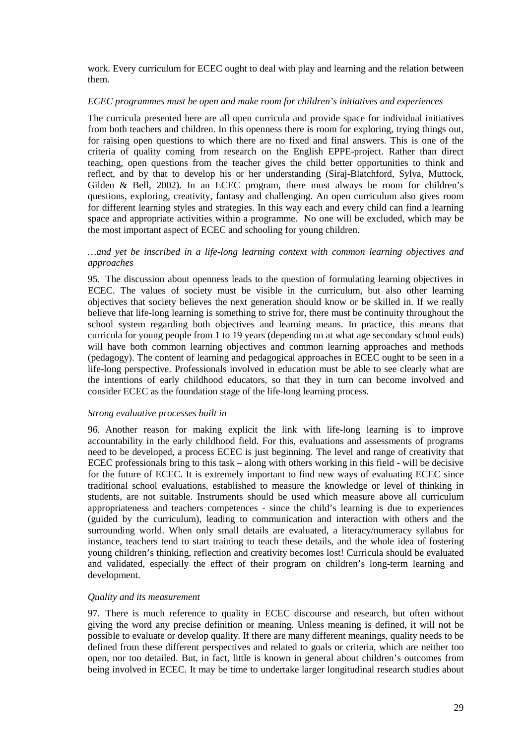work. Every curriculum for ECEC ought to deal with play and learning and the relation between them.

*ECEC programmes must be open and make room for children's initiatives and experiences*

The curricula presented here are all open curricula and provide space for individual initiatives from both teachers and children. In this openness there is room for exploring, trying things out, for raising open questions to which there are no fixed and final answers. This is one of the criteria of quality coming from research on the English EPPE-project. Rather than direct teaching, open questions from the teacher gives the child better opportunities to think and reflect, and by that to develop his or her understanding (Siraj-Blatchford, Sylva, Muttock, Gilden & Bell, 2002). In an ECEC program, there must always be room for children's questions, exploring, creativity, fantasy and challenging. An open curriculum also gives room for different learning styles and strategies. In this way each and every child can find a learning space and appropriate activities within a programme. No one will be excluded, which may be the most important aspect of ECEC and schooling for young children.

*…and yet be inscribed in a life-long learning context with common learning objectives and approaches*

95. The discussion about openness leads to the question of formulating learning objectives in ECEC. The values of society must be visible in the curriculum, but also other learning objectives that society believes the next generation should know or be skilled in. If we really believe that life-long learning is something to strive for, there must be continuity throughout the school system regarding both objectives and learning means. In practice, this means that curricula for young people from 1 to 19 years (depending on at what age secondary school ends) will have both common learning objectives and common learning approaches and methods (pedagogy). The content of learning and pedagogical approaches in ECEC ought to be seen in a life-long perspective. Professionals involved in education must be able to see clearly what are the intentions of early childhood educators, so that they in turn can become involved and consider ECEC as the foundation stage of the life-long learning process.

*Strong evaluative processes built in*

96. Another reason for making explicit the link with life-long learning is to improve accountability in the early childhood field. For this, evaluations and assessments of programs need to be developed, a process ECEC is just beginning. The level and range of creativity that ECEC professionals bring to this task – along with others working in this field - will be decisive for the future of ECEC. It is extremely important to find new ways of evaluating ECEC since traditional school evaluations, established to measure the knowledge or level of thinking in students, are not suitable. Instruments should be used which measure above all curriculum appropriateness and teachers competences - since the child's learning is due to experiences (guided by the curriculum), leading to communication and interaction with others and the surrounding world. When only small details are evaluated, a literacy/numeracy syllabus for instance, teachers tend to start training to teach these details, and the whole idea of fostering young children's thinking, reflection and creativity becomes lost! Curricula should be evaluated and validated, especially the effect of their program on children's long-term learning and development.

*Quality and its measurement*

97. There is much reference to quality in ECEC discourse and research, but often without giving the word any precise definition or meaning. Unless meaning is defined, it will not be possible to evaluate or develop quality. If there are many different meanings, quality needs to be defined from these different perspectives and related to goals or criteria, which are neither too open, nor too detailed. But, in fact, little is known in general about children's outcomes from being involved in ECEC. It may be time to undertake larger longitudinal research studies about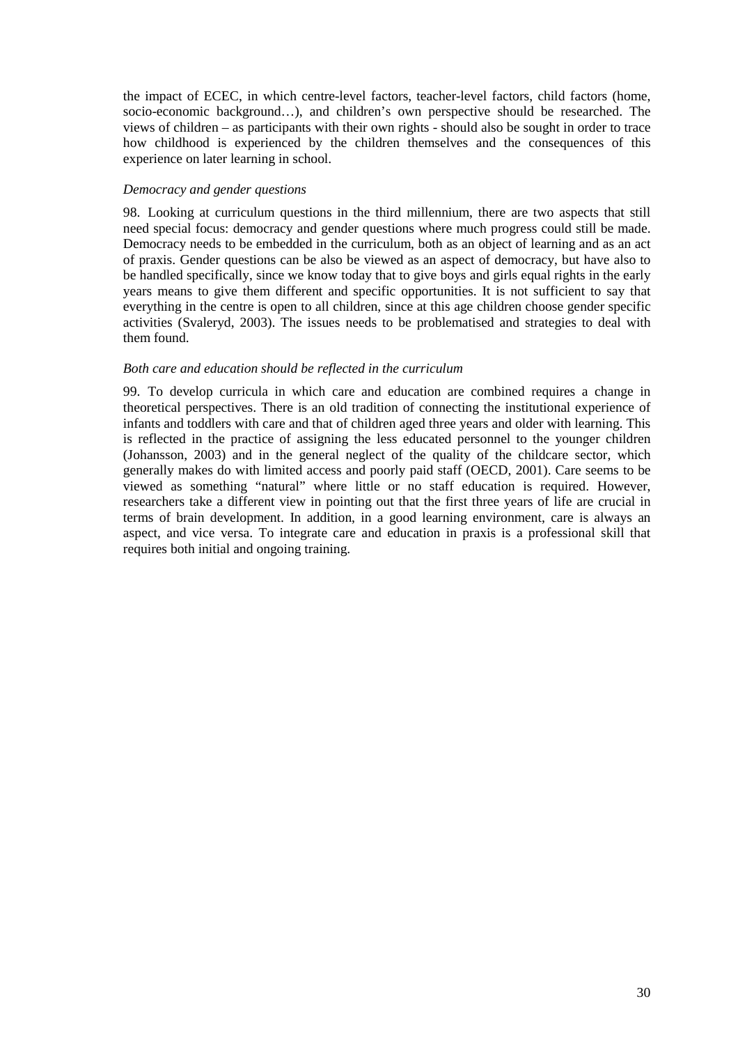the impact of ECEC, in which centre-level factors, teacher-level factors, child factors (home, socio-economic background…), and children's own perspective should be researched. The views of children – as participants with their own rights - should also be sought in order to trace how childhood is experienced by the children themselves and the consequences of this experience on later learning in school.

*Democracy and gender questions*

98. Looking at curriculum questions in the third millennium, there are two aspects that still need special focus: democracy and gender questions where much progress could still be made. Democracy needs to be embedded in the curriculum, both as an object of learning and as an act of praxis. Gender questions can be also be viewed as an aspect of democracy, but have also to be handled specifically, since we know today that to give boys and girls equal rights in the early years means to give them different and specific opportunities. It is not sufficient to say that everything in the centre is open to all children, since at this age children choose gender specific activities (Svaleryd, 2003). The issues needs to be problematised and strategies to deal with them found.

*Both care and education should be reflected in the curriculum*

99. To develop curricula in which care and education are combined requires a change in theoretical perspectives. There is an old tradition of connecting the institutional experience of infants and toddlers with care and that of children aged three years and older with learning. This is reflected in the practice of assigning the less educated personnel to the younger children (Johansson, 2003) and in the general neglect of the quality of the childcare sector, which generally makes do with limited access and poorly paid staff (OECD, 2001). Care seems to be viewed as something "natural" where little or no staff education is required. However, researchers take a different view in pointing out that the first three years of life are crucial in terms of brain development. In addition, in a good learning environment, care is always an aspect, and vice versa. To integrate care and education in praxis is a professional skill that requires both initial and ongoing training.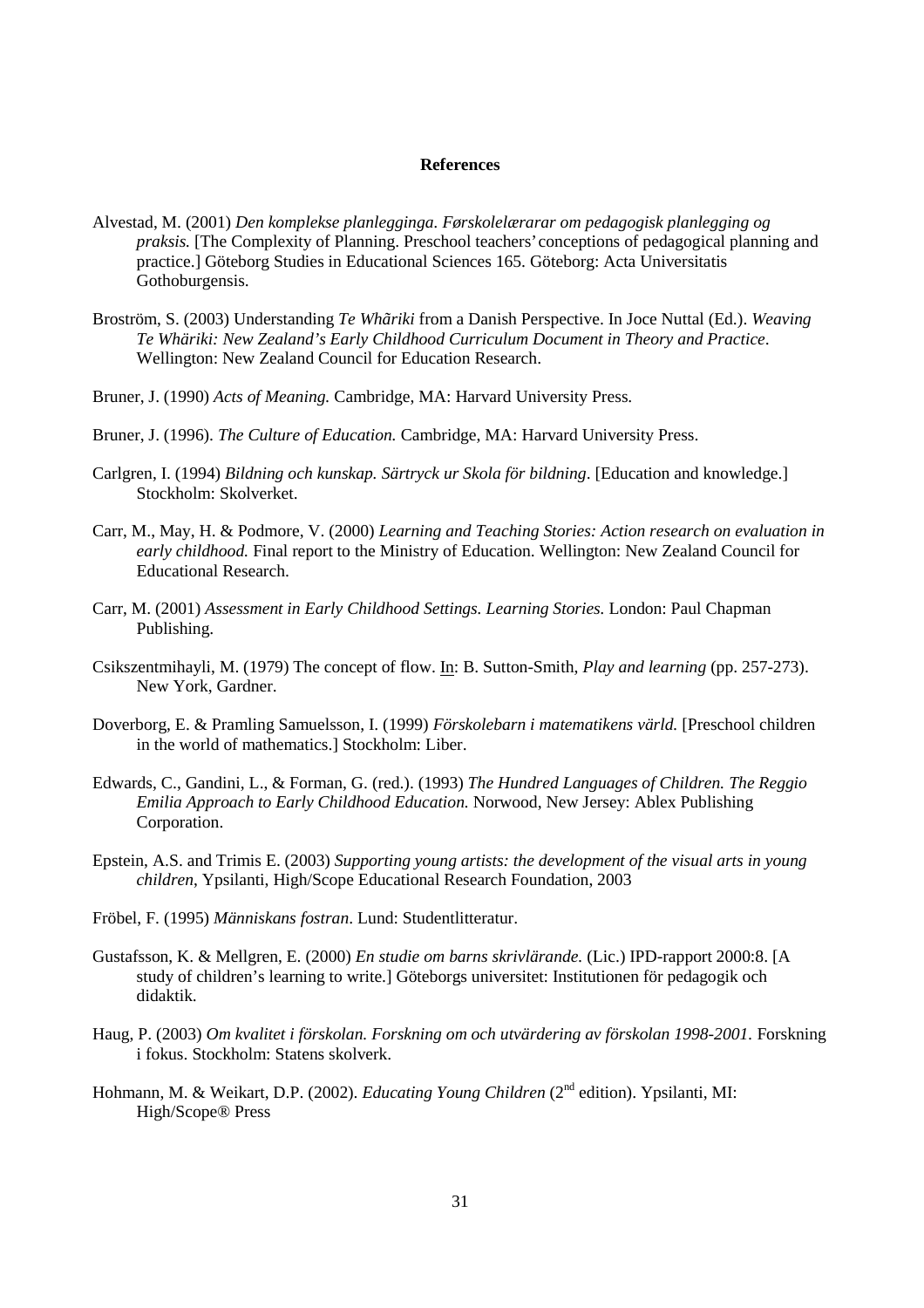**References**

Alvestad, M. (2001) *Den komplekse planlegginga. Førskolelærarar om pedagogisk planlegging og praksis.* [The Complexity of Planning. Preschool teachers' conceptions of pedagogical planning and practice.] Göteborg Studies in Educational Sciences 165. Göteborg: Acta Universitatis Gothoburgensis.

Broström, S. (2003) Understanding *Te Whãriki* from a Danish Perspective. In Joce Nuttal (Ed.). *Weaving Te Whäriki: New Zealand's Early Childhood Curriculum Document in Theory and Practice*. Wellington: New Zealand Council for Education Research.

Bruner, J. (1990) *Acts of Meaning.* Cambridge, MA: Harvard University Press.

Bruner, J. (1996). *The Culture of Education.* Cambridge, MA: Harvard University Press.

Carlgren, I. (1994) *Bildning och kunskap. Särtryck ur Skola för bildning*. [Education and knowledge.] Stockholm: Skolverket.

Carr, M., May, H. & Podmore, V. (2000) *Learning and Teaching Stories: Action research on evaluation in early childhood.* Final report to the Ministry of Education. Wellington: New Zealand Council for Educational Research.

Carr, M. (2001) *Assessment in Early Childhood Settings. Learning Stories.* London: Paul Chapman Publishing.

Csikszentmihayli, M. (1979) The concept of flow. In: B. Sutton-Smith, *Play and learning* (pp. 257-273). New York, Gardner.

Doverborg, E. & Pramling Samuelsson, I. (1999) *Förskolebarn i matematikens värld.* [Preschool children in the world of mathematics.] Stockholm: Liber.

Edwards, C., Gandini, L., & Forman, G. (red.). (1993) *The Hundred Languages of Children. The Reggio Emilia Approach to Early Childhood Education.* Norwood, New Jersey: Ablex Publishing Corporation.

Epstein, A.S. and Trimis E. (2003) *Supporting young artists: the development of the visual arts in young children,* Ypsilanti, High/Scope Educational Research Foundation, 2003

Fröbel, F. (1995) *Människans fostran*. Lund: Studentlitteratur.

Gustafsson, K. & Mellgren, E. (2000) *En studie om barns skrivlärande.* (Lic.) IPD-rapport 2000:8. [A study of children's learning to write.] Göteborgs universitet: Institutionen för pedagogik och didaktik.

Haug, P. (2003) *Om kvalitet i förskolan. Forskning om och utvärdering av förskolan 1998-2001.* Forskning i fokus. Stockholm: Statens skolverk.

Hohmann, M. & Weikart, D.P. (2002). *Educating Young Children* (2nd edition). Ypsilanti, MI: High/Scope® Press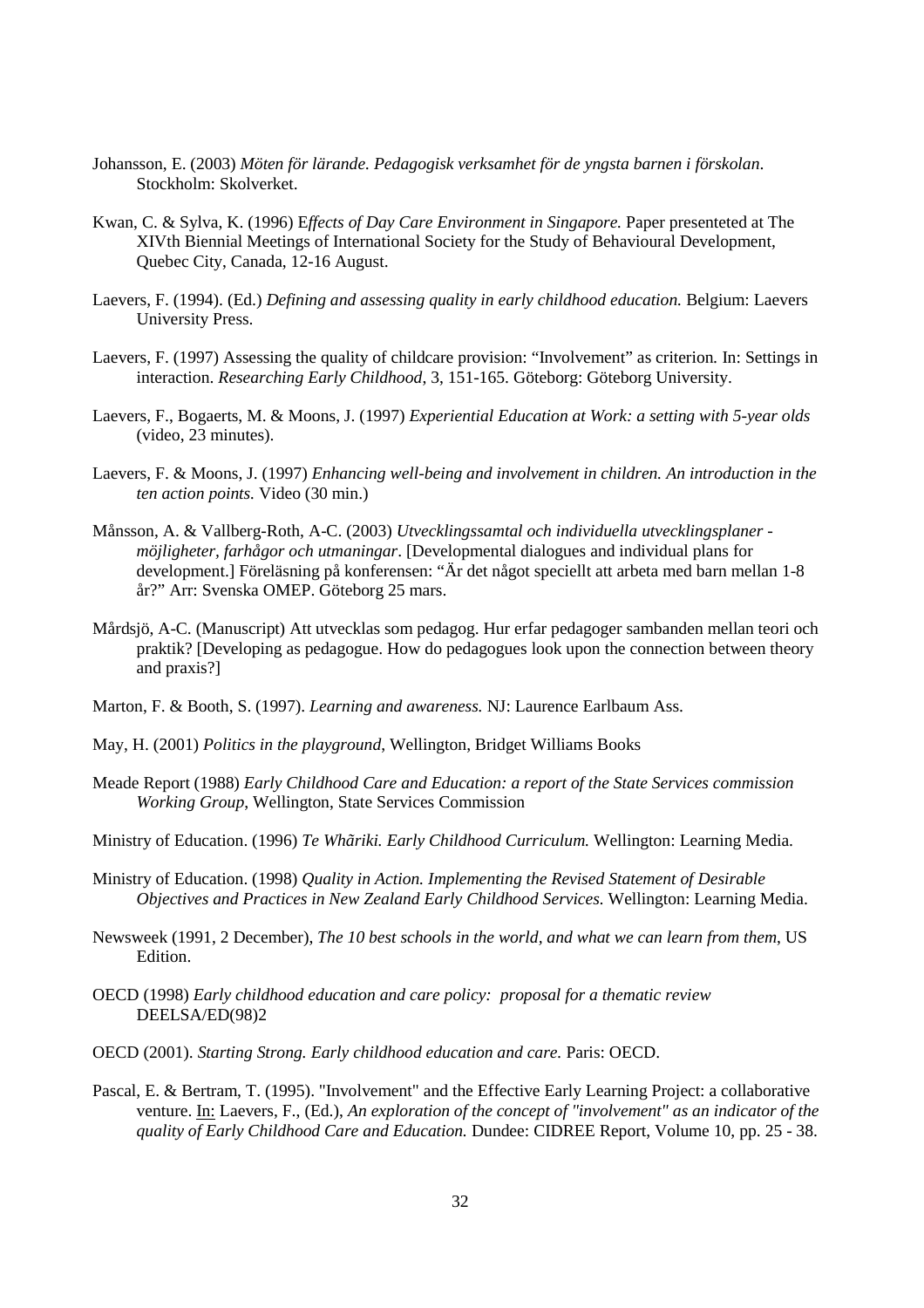Johansson, E. (2003) *Möten för lärande. Pedagogisk verksamhet för de yngsta barnen i förskolan*. Stockholm: Skolverket.

Kwan, C. & Sylva, K. (1996) E*ffects of Day Care Environment in Singapore.* Paper presenteted at The XIVth Biennial Meetings of International Society for the Study of Behavioural Development, Quebec City, Canada, 12-16 August.

Laevers, F. (1994). (Ed.) *Defining and assessing quality in early childhood education.* Belgium: Laevers University Press.

Laevers, F. (1997) Assessing the quality of childcare provision: "Involvement" as criterion*.* In: Settings in interaction. *Researching Early Childhood*, 3, 151-165. Göteborg: Göteborg University.

Laevers, F., Bogaerts, M. & Moons, J. (1997) *Experiential Education at Work: a setting with 5-year olds* (video, 23 minutes).

Laevers, F. & Moons, J. (1997) *Enhancing well-being and involvement in children. An introduction in the ten action points.* Video (30 min.)

Månsson, A. & Vallberg-Roth, A-C. (2003) *Utvecklingssamtal och individuella utvecklingsplaner - möjligheter, farhågor och utmaningar*. [Developmental dialogues and individual plans for development.] Föreläsning på konferensen: "Är det något speciellt att arbeta med barn mellan 1-8 år?" Arr: Svenska OMEP. Göteborg 25 mars.

Mårdsjö, A-C. (Manuscript) Att utvecklas som pedagog. Hur erfar pedagoger sambanden mellan teori och praktik? [Developing as pedagogue. How do pedagogues look upon the connection between theory and praxis?]

Marton, F. & Booth, S. (1997). *Learning and awareness.* NJ: Laurence Earlbaum Ass.

May, H. (2001) *Politics in the playground*, Wellington, Bridget Williams Books

Meade Report (1988) *Early Childhood Care and Education: a report of the State Services commission Working Group*, Wellington, State Services Commission

Ministry of Education. (1996) *Te Whãriki. Early Childhood Curriculum.* Wellington: Learning Media.

Ministry of Education. (1998) *Quality in Action. Implementing the Revised Statement of Desirable Objectives and Practices in New Zealand Early Childhood Services.* Wellington: Learning Media.

Newsweek (1991, 2 December), *The 10 best schools in the world, and what we can learn from them*, US Edition.

OECD (1998) *Early childhood education and care policy: proposal for a thematic review* DEELSA/ED(98)2

OECD (2001). *Starting Strong. Early childhood education and care.* Paris: OECD.

Pascal, E. & Bertram, T. (1995). "Involvement" and the Effective Early Learning Project: a collaborative venture. In: Laevers, F., (Ed.), *An exploration of the concept of "involvement" as an indicator of the quality of Early Childhood Care and Education.* Dundee: CIDREE Report, Volume 10, pp. 25 - 38.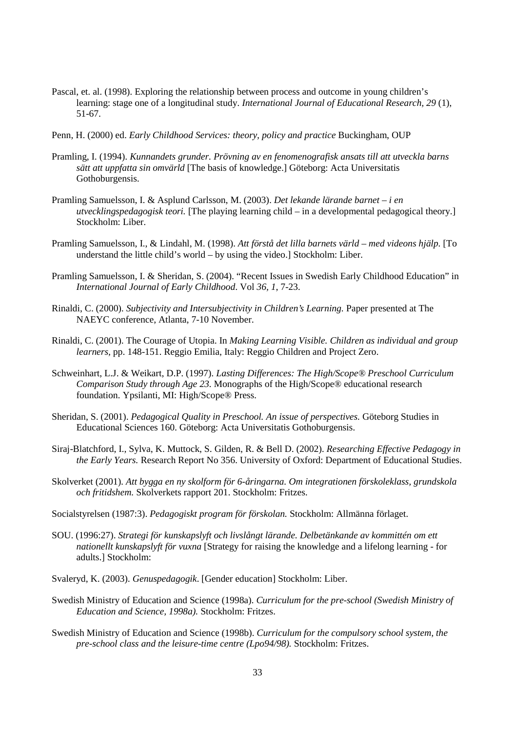Pascal, et. al. (1998). Exploring the relationship between process and outcome in young children's learning: stage one of a longitudinal study. *International Journal of Educational Research, 29* (1), 51-67.

Penn, H. (2000) ed. *Early Childhood Services: theory, policy and practice* Buckingham, OUP

Pramling, I. (1994). *Kunnandets grunder. Prövning av en fenomenografisk ansats till att utveckla barns sätt att uppfatta sin omvärld* [The basis of knowledge.] Göteborg: Acta Universitatis Gothoburgensis.

Pramling Samuelsson, I. & Asplund Carlsson, M. (2003). *Det lekande lärande barnet – i en utvecklingspedagogisk teori.* [The playing learning child – in a developmental pedagogical theory.] Stockholm: Liber.

Pramling Samuelsson, I., & Lindahl, M. (1998). *Att förstå det lilla barnets värld – med videons hjälp.* [To understand the little child's world – by using the video.] Stockholm: Liber.

Pramling Samuelsson, I. & Sheridan, S. (2004). "Recent Issues in Swedish Early Childhood Education" in *International Journal of Early Childhood*. Vol *36, 1*, 7-23.

Rinaldi, C. (2000). *Subjectivity and Intersubjectivity in Children's Learning.* Paper presented at The NAEYC conference, Atlanta, 7-10 November.

Rinaldi, C. (2001). The Courage of Utopia. In *Making Learning Visible. Children as individual and group learners,* pp. 148-151. Reggio Emilia, Italy: Reggio Children and Project Zero.

Schweinhart, L.J. & Weikart, D.P. (1997). *Lasting Differences: The High/Scope® Preschool Curriculum Comparison Study through Age 23.* Monographs of the High/Scope® educational research foundation. Ypsilanti, MI: High/Scope® Press.

Sheridan, S. (2001). *Pedagogical Quality in Preschool. An issue of perspectives.* Göteborg Studies in Educational Sciences 160. Göteborg: Acta Universitatis Gothoburgensis.

Siraj-Blatchford, I., Sylva, K. Muttock, S. Gilden, R. & Bell D. (2002). *Researching Effective Pedagogy in the Early Years.* Research Report No 356. University of Oxford: Department of Educational Studies.

Skolverket (2001). *Att bygga en ny skolform för 6-åringarna. Om integrationen förskoleklass, grundskola och fritidshem.* Skolverkets rapport 201. Stockholm: Fritzes.

Socialstyrelsen (1987:3). *Pedagogiskt program för förskolan.* Stockholm: Allmänna förlaget.

SOU. (1996:27). *Strategi för kunskapslyft och livslångt lärande. Delbetänkande av kommittén om ett nationellt kunskapslyft för vuxna* [Strategy for raising the knowledge and a lifelong learning - for adults.] Stockholm:

Svaleryd, K. (2003). *Genuspedagogik*. [Gender education] Stockholm: Liber.

Swedish Ministry of Education and Science (1998a). *Curriculum for the pre-school (Swedish Ministry of Education and Science, 1998a).* Stockholm: Fritzes.

Swedish Ministry of Education and Science (1998b). *Curriculum for the compulsory school system, the pre-school class and the leisure-time centre (Lpo94/98).* Stockholm: Fritzes.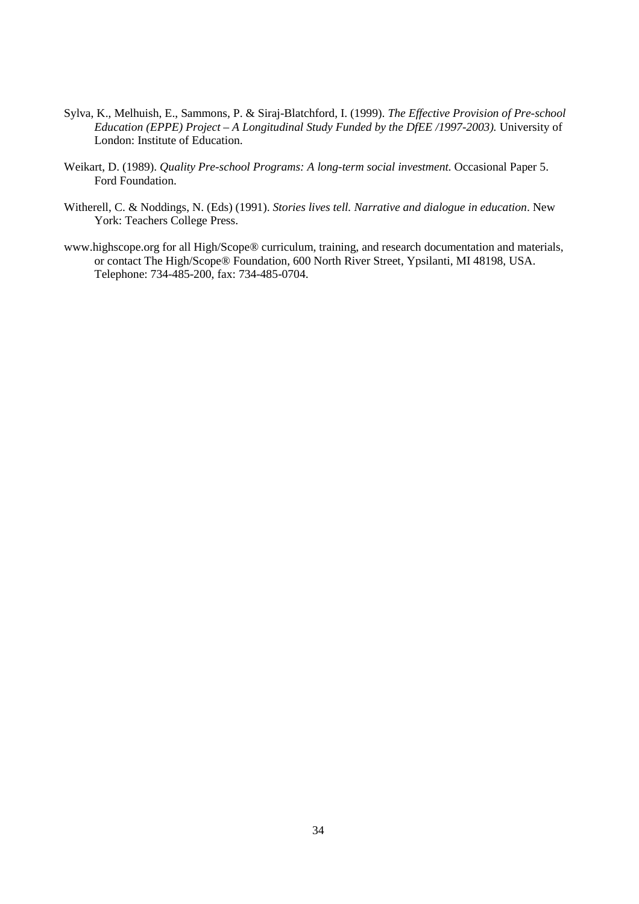Sylva, K., Melhuish, E., Sammons, P. & Siraj-Blatchford, I. (1999). *The Effective Provision of Pre-school Education (EPPE) Project – A Longitudinal Study Funded by the DfEE /1997-2003).* University of London: Institute of Education.

Weikart, D. (1989). *Quality Pre-school Programs: A long-term social investment.* Occasional Paper 5. Ford Foundation.

Witherell, C. & Noddings, N. (Eds) (1991). *Stories lives tell. Narrative and dialogue in education*. New York: Teachers College Press.

www.highscope.org for all High/Scope® curriculum, training, and research documentation and materials, or contact The High/Scope® Foundation, 600 North River Street, Ypsilanti, MI 48198, USA. Telephone: 734-485-200, fax: 734-485-0704.